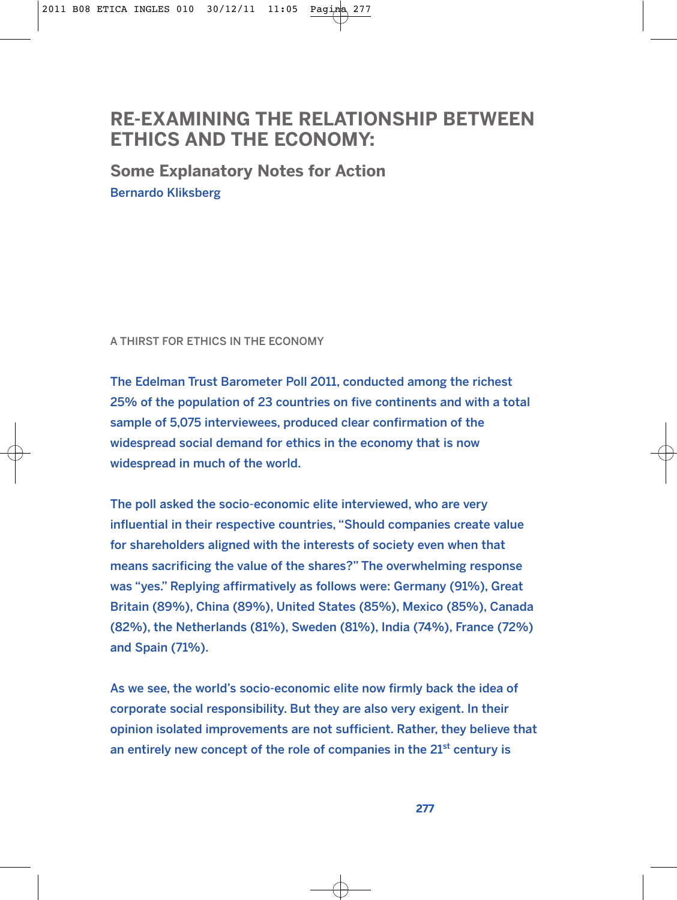# RE-EXAMINING THE RELATIONSHIP BETWEEN ETHICS AND THE ECONOMY:

## Some Explanatory Notes for Action

Bernardo Kliksberg

### A THIRST FOR ETHICS IN THE ECONOMY

The Edelman Trust Barometer Poll 2011, conducted among the richest 25% of the population of 23 countries on five continents and with a total sample of 5,075 interviewees, produced clear confirmation of the widespread social demand for ethics in the economy that is now widespread in much of the world.

The poll asked the socio-economic elite interviewed, who are very influential in their respective countries, "Should companies create value for shareholders aligned with the interests of society even when that means sacrificing the value of the shares?" The overwhelming response was "yes." Replying affirmatively as follows were: Germany (91%), Great Britain (89%), China (89%), United States (85%), Mexico (85%), Canada (82%), the Netherlands (81%), Sweden (81%), India (74%), France (72%) and Spain (71%).

As we see, the world's socio-economic elite now firmly back the idea of corporate social responsibility. But they are also very exigent. In their opinion isolated improvements are not sufficient. Rather, they believe that an entirely new concept of the role of companies in the 21st century is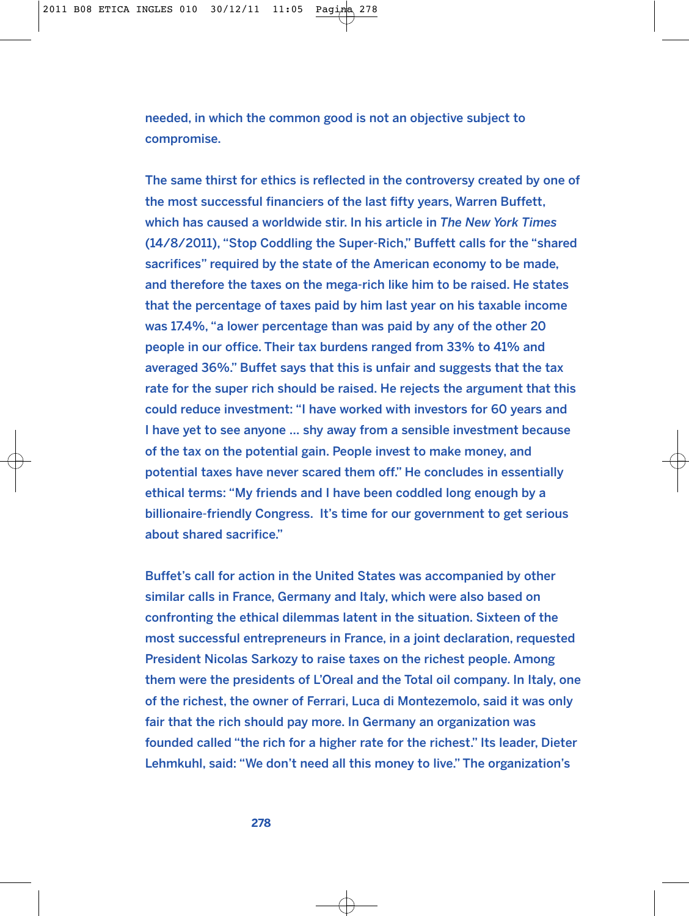needed, in which the common good is not an objective subject to compromise.

The same thirst for ethics is reflected in the controversy created by one of the most successful financiers of the last fifty years, Warren Buffett, which has caused a worldwide stir. In his article in *The New York Times* (14/8/2011), "Stop Coddling the Super-Rich," Buffett calls for the "shared sacrifices" required by the state of the American economy to be made, and therefore the taxes on the mega-rich like him to be raised. He states that the percentage of taxes paid by him last year on his taxable income was 17.4%, "a lower percentage than was paid by any of the other 20 people in our office. Their tax burdens ranged from 33% to 41% and averaged 36%." Buffet says that this is unfair and suggests that the tax rate for the super rich should be raised. He rejects the argument that this could reduce investment: "I have worked with investors for 60 years and I have yet to see anyone ... shy away from a sensible investment because of the tax on the potential gain. People invest to make money, and potential taxes have never scared them off." He concludes in essentially ethical terms: "My friends and I have been coddled long enough by a billionaire-friendly Congress. It's time for our government to get serious about shared sacrifice."

Buffet's call for action in the United States was accompanied by other similar calls in France, Germany and Italy, which were also based on confronting the ethical dilemmas latent in the situation. Sixteen of the most successful entrepreneurs in France, in a joint declaration, requested President Nicolas Sarkozy to raise taxes on the richest people. Among them were the presidents of L'Oreal and the Total oil company. In Italy, one of the richest, the owner of Ferrari, Luca di Montezemolo, said it was only fair that the rich should pay more. In Germany an organization was founded called "the rich for a higher rate for the richest." Its leader, Dieter Lehmkuhl, said: "We don't need all this money to live." The organization's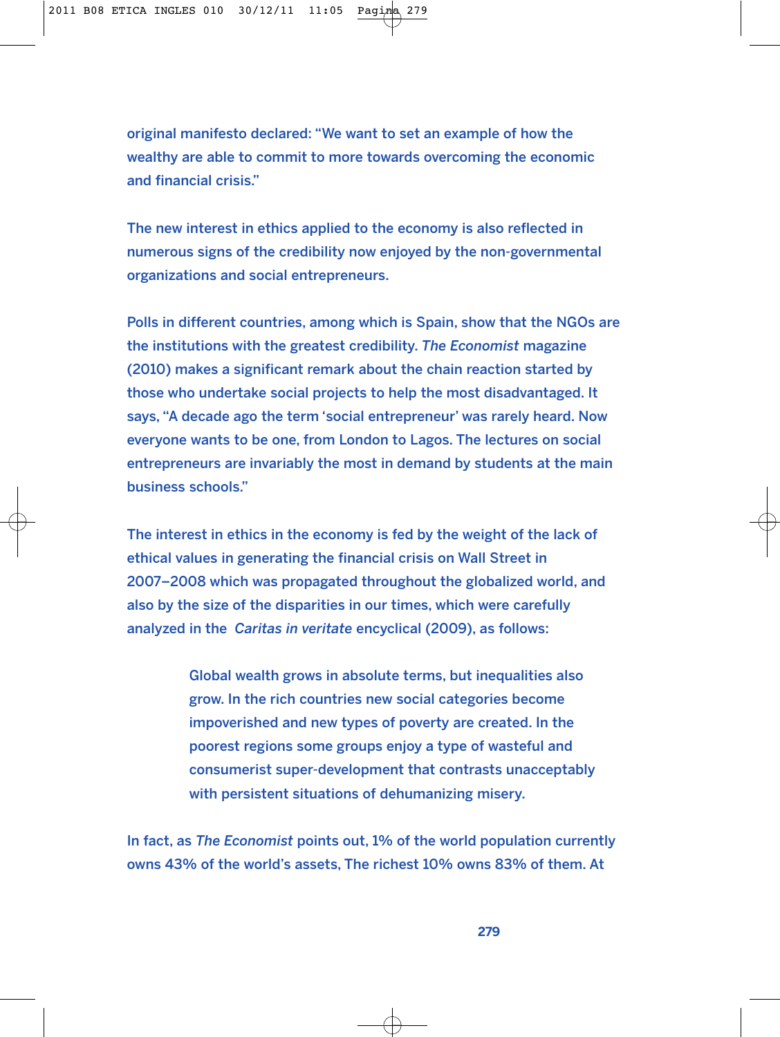original manifesto declared: "We want to set an example of how the wealthy are able to commit to more towards overcoming the economic and financial crisis."

The new interest in ethics applied to the economy is also reflected in numerous signs of the credibility now enjoyed by the non-governmental organizations and social entrepreneurs.

Polls in different countries, among which is Spain, show that the NGOs are the institutions with the greatest credibility. *The Economist* magazine (2010) makes a significant remark about the chain reaction started by those who undertake social projects to help the most disadvantaged. It says, "A decade ago the term 'social entrepreneur' was rarely heard. Now everyone wants to be one, from London to Lagos. The lectures on social entrepreneurs are invariably the most in demand by students at the main business schools."

The interest in ethics in the economy is fed by the weight of the lack of ethical values in generating the financial crisis on Wall Street in 2007–2008 which was propagated throughout the globalized world, and also by the size of the disparities in our times, which were carefully analyzed in the *Caritas in veritate* encyclical (2009), as follows:

> Global wealth grows in absolute terms, but inequalities also grow. In the rich countries new social categories become impoverished and new types of poverty are created. In the poorest regions some groups enjoy a type of wasteful and consumerist super-development that contrasts unacceptably with persistent situations of dehumanizing misery.

In fact, as *The Economist* points out, 1% of the world population currently owns 43% of the world's assets, The richest 10% owns 83% of them. At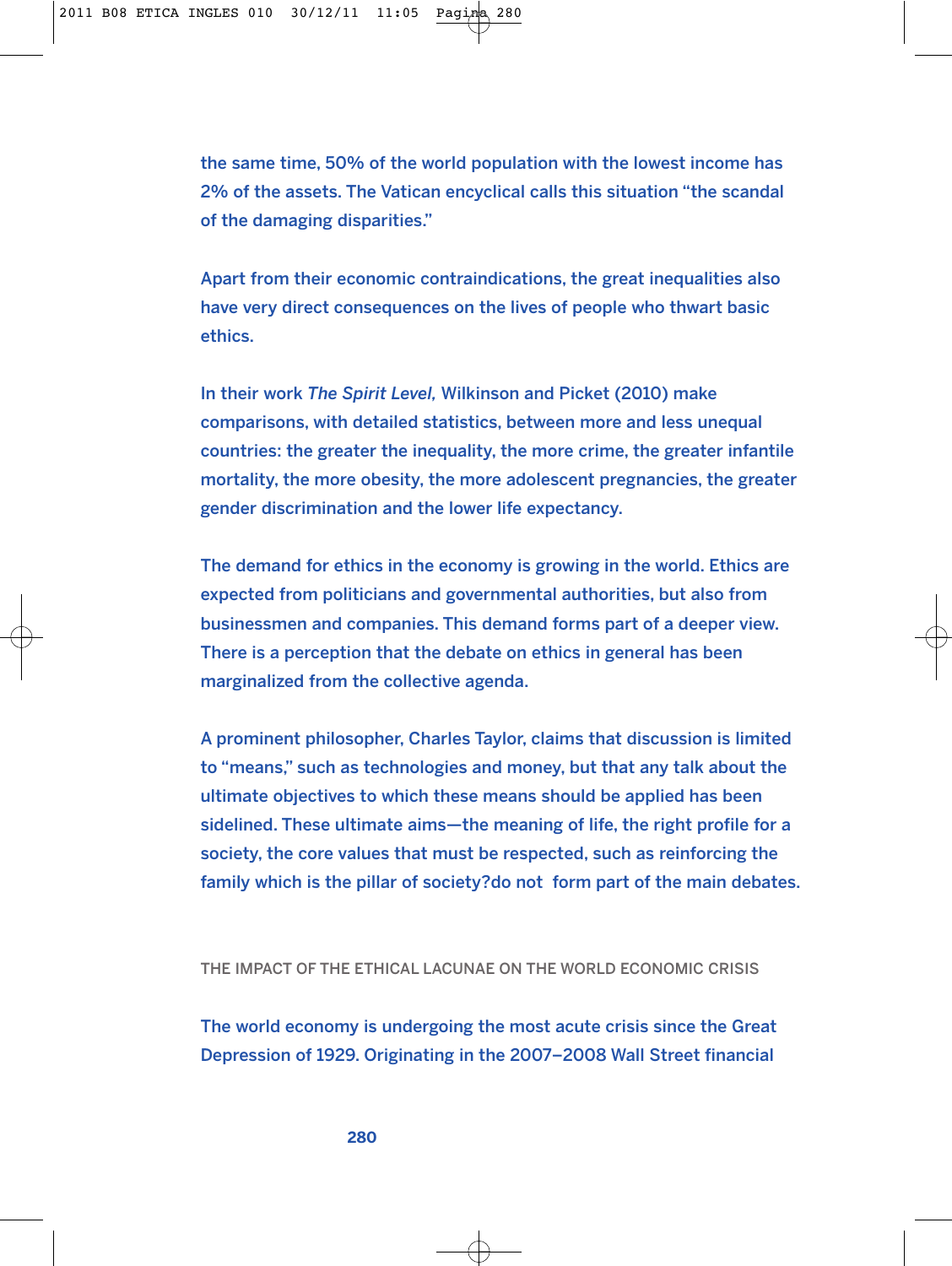the same time, 50% of the world population with the lowest income has 2% of the assets. The Vatican encyclical calls this situation “the scandal of the damaging disparities.”

Apart from their economic contraindications, the great inequalities also have very direct consequences on the lives of people who thwart basic ethics.

In their work *The Spirit Level,* Wilkinson and Picket (2010) make comparisons, with detailed statistics, between more and less unequal countries: the greater the inequality, the more crime, the greater infantile mortality, the more obesity, the more adolescent pregnancies, the greater gender discrimination and the lower life expectancy.

The demand for ethics in the economy is growing in the world. Ethics are expected from politicians and governmental authorities, but also from businessmen and companies. This demand forms part of a deeper view. There is a perception that the debate on ethics in general has been marginalized from the collective agenda.

A prominent philosopher, Charles Taylor, claims that discussion is limited to “means,” such as technologies and money, but that any talk about the ultimate objectives to which these means should be applied has been sidelined. These ultimate aims—the meaning of life, the right profile for a society, the core values that must be respected, such as reinforcing the family which is the pillar of society?do not form part of the main debates.

## THE IMPACT OF THE ETHICAL LACUNAE ON THE WORLD ECONOMIC CRISIS

The world economy is undergoing the most acute crisis since the Great Depression of 1929. Originating in the 2007–2008 Wall Street financial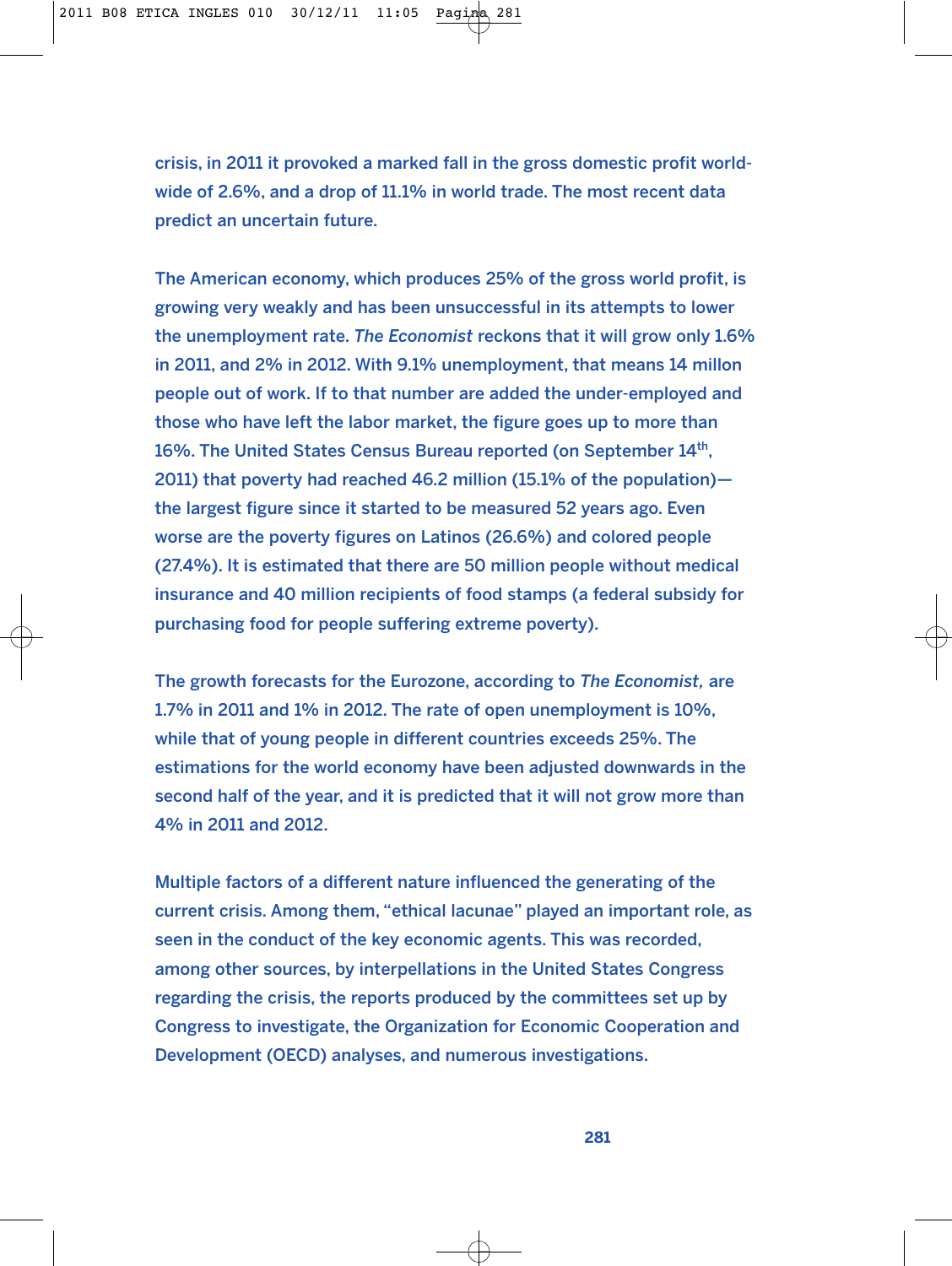crisis, in 2011 it provoked a marked fall in the gross domestic profit world-wide of 2.6%, and a drop of 11.1% in world trade. The most recent data predict an uncertain future.

The American economy, which produces 25% of the gross world profit, is growing very weakly and has been unsuccessful in its attempts to lower the unemployment rate. *The Economist* reckons that it will grow only 1.6% in 2011, and 2% in 2012. With 9.1% unemployment, that means 14 millon people out of work. If to that number are added the under-employed and those who have left the labor market, the figure goes up to more than 16%. The United States Census Bureau reported (on September 14th, 2011) that poverty had reached 46.2 million (15.1% of the population)—the largest figure since it started to be measured 52 years ago. Even worse are the poverty figures on Latinos (26.6%) and colored people (27.4%). It is estimated that there are 50 million people without medical insurance and 40 million recipients of food stamps (a federal subsidy for purchasing food for people suffering extreme poverty).

The growth forecasts for the Eurozone, according to *The Economist,* are 1.7% in 2011 and 1% in 2012. The rate of open unemployment is 10%, while that of young people in different countries exceeds 25%. The estimations for the world economy have been adjusted downwards in the second half of the year, and it is predicted that it will not grow more than 4% in 2011 and 2012.

Multiple factors of a different nature influenced the generating of the current crisis. Among them, "ethical lacunae" played an important role, as seen in the conduct of the key economic agents. This was recorded, among other sources, by interpellations in the United States Congress regarding the crisis, the reports produced by the committees set up by Congress to investigate, the Organization for Economic Cooperation and Development (OECD) analyses, and numerous investigations.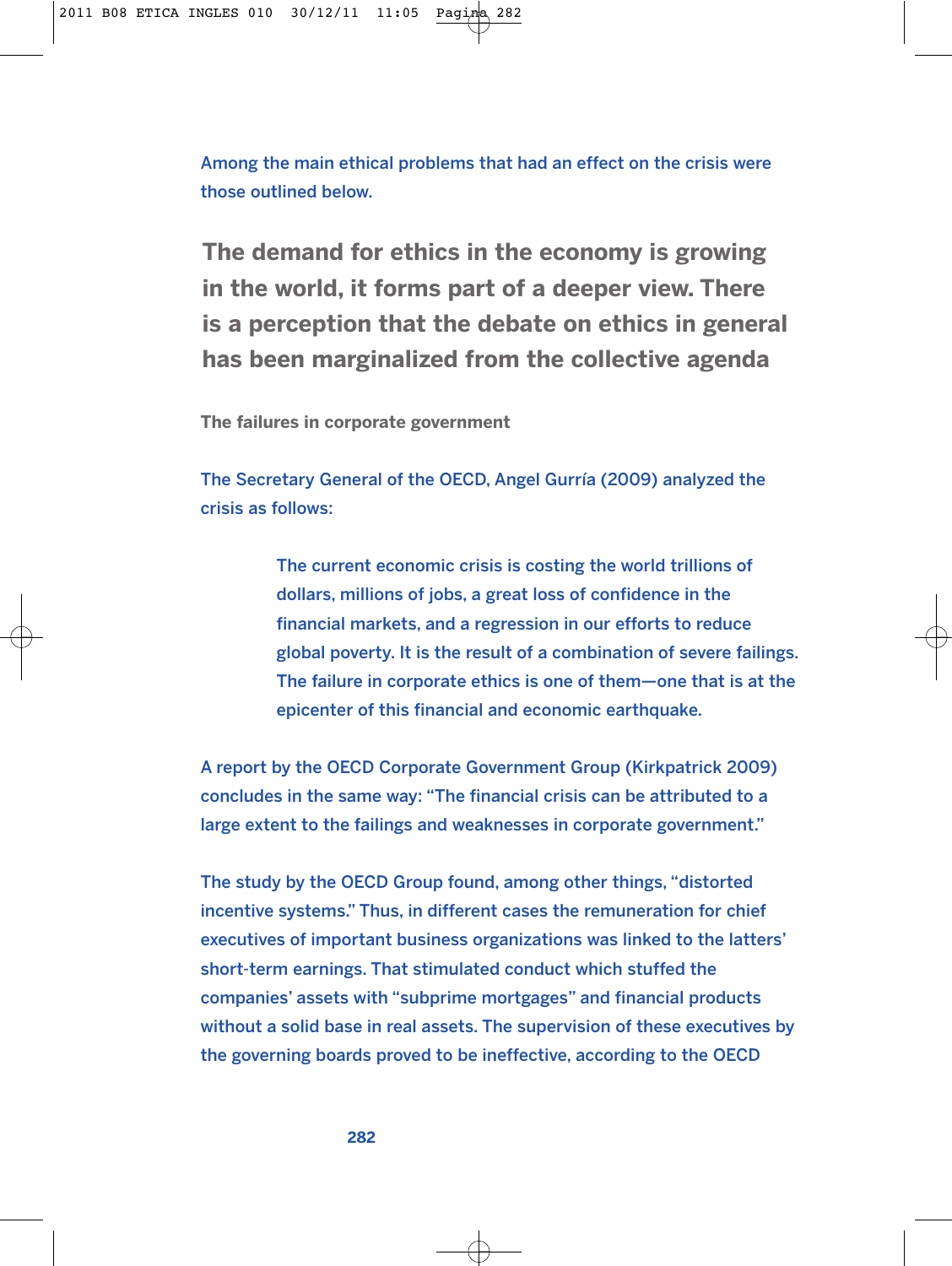Among the main ethical problems that had an effect on the crisis were those outlined below.

> **The demand for ethics in the economy is growing in the world, it forms part of a deeper view. There is a perception that the debate on ethics in general has been marginalized from the collective agenda**

### The failures in corporate government

The Secretary General of the OECD, Angel Gurría (2009) analyzed the crisis as follows:

> The current economic crisis is costing the world trillions of dollars, millions of jobs, a great loss of confidence in the financial markets, and a regression in our efforts to reduce global poverty. It is the result of a combination of severe failings. The failure in corporate ethics is one of them—one that is at the epicenter of this financial and economic earthquake.

A report by the OECD Corporate Government Group (Kirkpatrick 2009) concludes in the same way: "The financial crisis can be attributed to a large extent to the failings and weaknesses in corporate government."

The study by the OECD Group found, among other things, "distorted incentive systems." Thus, in different cases the remuneration for chief executives of important business organizations was linked to the latters' short-term earnings. That stimulated conduct which stuffed the companies' assets with "subprime mortgages" and financial products without a solid base in real assets. The supervision of these executives by the governing boards proved to be ineffective, according to the OECD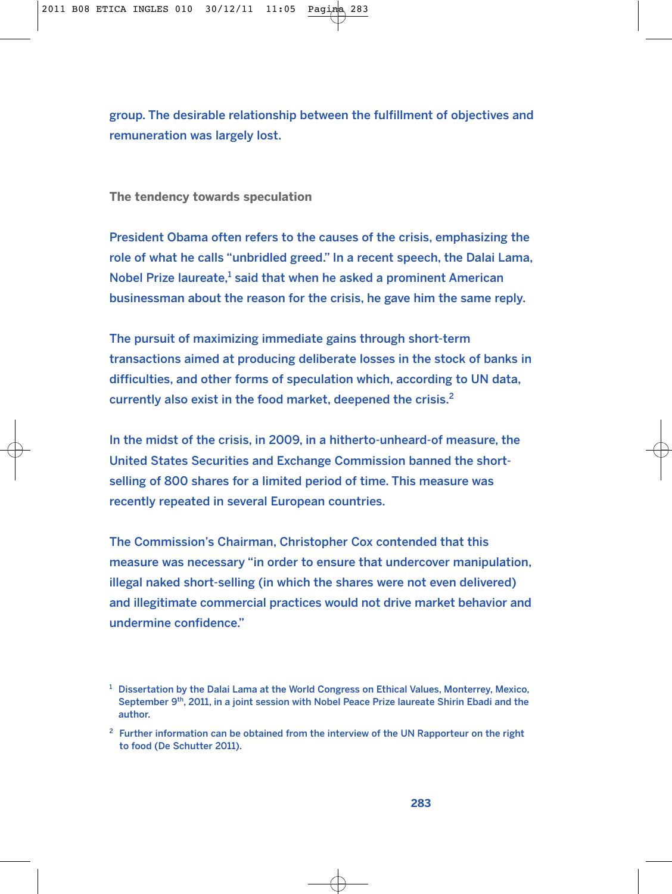group. The desirable relationship between the fulfillment of objectives and remuneration was largely lost.

### The tendency towards speculation

President Obama often refers to the causes of the crisis, emphasizing the role of what he calls "unbridled greed." In a recent speech, the Dalai Lama, Nobel Prize laureate,[1] said that when he asked a prominent American businessman about the reason for the crisis, he gave him the same reply.

The pursuit of maximizing immediate gains through short-term transactions aimed at producing deliberate losses in the stock of banks in difficulties, and other forms of speculation which, according to UN data, currently also exist in the food market, deepened the crisis.[2]

In the midst of the crisis, in 2009, in a hitherto-unheard-of measure, the United States Securities and Exchange Commission banned the short-selling of 800 shares for a limited period of time. This measure was recently repeated in several European countries.

The Commission's Chairman, Christopher Cox contended that this measure was necessary "in order to ensure that undercover manipulation, illegal naked short-selling (in which the shares were not even delivered) and illegitimate commercial practices would not drive market behavior and undermine confidence."

---

[1] Dissertation by the Dalai Lama at the World Congress on Ethical Values, Monterrey, Mexico, September 9th, 2011, in a joint session with Nobel Peace Prize laureate Shirin Ebadi and the author.

[2] Further information can be obtained from the interview of the UN Rapporteur on the right to food (De Schutter 2011).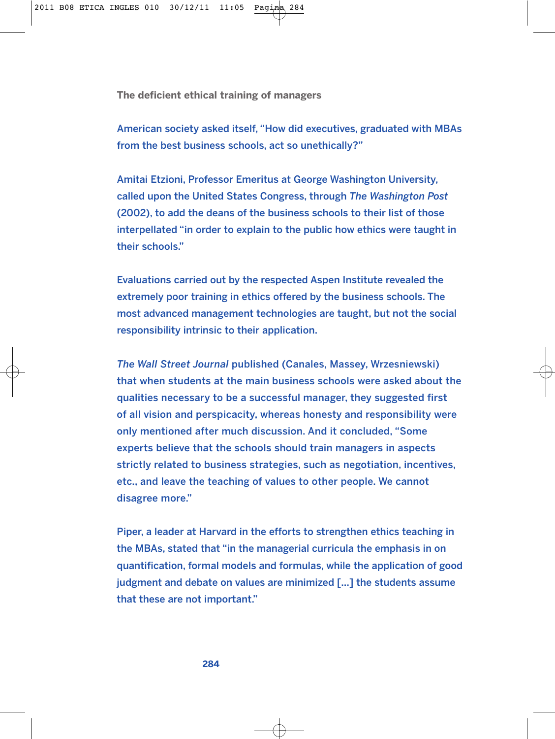## The deficient ethical training of managers

American society asked itself, “How did executives, graduated with MBAs from the best business schools, act so unethically?”

Amitai Etzioni, Professor Emeritus at George Washington University, called upon the United States Congress, through *The Washington Post* (2002), to add the deans of the business schools to their list of those interpellated “in order to explain to the public how ethics were taught in their schools.”

Evaluations carried out by the respected Aspen Institute revealed the extremely poor training in ethics offered by the business schools. The most advanced management technologies are taught, but not the social responsibility intrinsic to their application.

*The Wall Street Journal* published (Canales, Massey, Wrzesniewski) that when students at the main business schools were asked about the qualities necessary to be a successful manager, they suggested first of all vision and perspicacity, whereas honesty and responsibility were only mentioned after much discussion. And it concluded, “Some experts believe that the schools should train managers in aspects strictly related to business strategies, such as negotiation, incentives, etc., and leave the teaching of values to other people. We cannot disagree more.”

Piper, a leader at Harvard in the efforts to strengthen ethics teaching in the MBAs, stated that “in the managerial curricula the emphasis in on quantification, formal models and formulas, while the application of good judgment and debate on values are minimized [...] the students assume that these are not important.”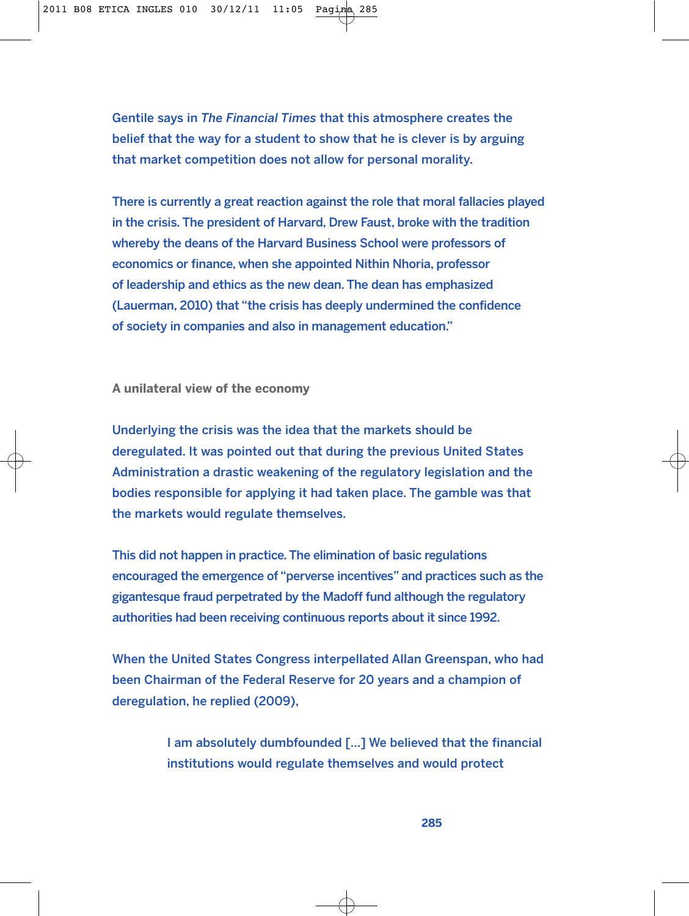Gentile says in *The Financial Times* that this atmosphere creates the belief that the way for a student to show that he is clever is by arguing that market competition does not allow for personal morality.

There is currently a great reaction against the role that moral fallacies played in the crisis. The president of Harvard, Drew Faust, broke with the tradition whereby the deans of the Harvard Business School were professors of economics or finance, when she appointed Nithin Nhoria, professor of leadership and ethics as the new dean. The dean has emphasized (Lauerman, 2010) that "the crisis has deeply undermined the confidence of society in companies and also in management education."

### A unilateral view of the economy

Underlying the crisis was the idea that the markets should be deregulated. It was pointed out that during the previous United States Administration a drastic weakening of the regulatory legislation and the bodies responsible for applying it had taken place. The gamble was that the markets would regulate themselves.

This did not happen in practice. The elimination of basic regulations encouraged the emergence of "perverse incentives" and practices such as the gigantesque fraud perpetrated by the Madoff fund although the regulatory authorities had been receiving continuous reports about it since 1992.

When the United States Congress interpellated Allan Greenspan, who had been Chairman of the Federal Reserve for 20 years and a champion of deregulation, he replied (2009),

> I am absolutely dumbfounded [...] We believed that the financial institutions would regulate themselves and would protect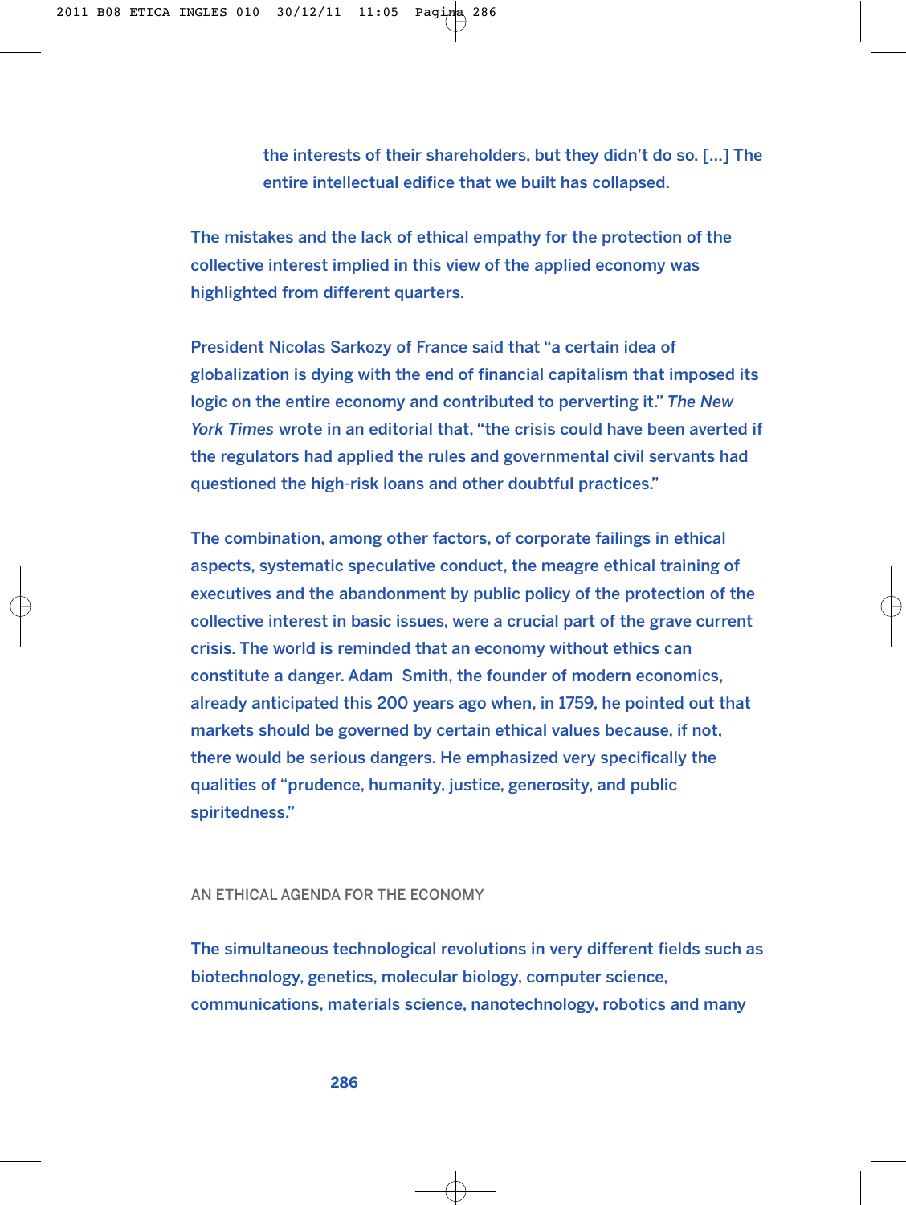> the interests of their shareholders, but they didn't do so. [...] The entire intellectual edifice that we built has collapsed.

The mistakes and the lack of ethical empathy for the protection of the collective interest implied in this view of the applied economy was highlighted from different quarters.

President Nicolas Sarkozy of France said that "a certain idea of globalization is dying with the end of financial capitalism that imposed its logic on the entire economy and contributed to perverting it." *The New York Times* wrote in an editorial that, "the crisis could have been averted if the regulators had applied the rules and governmental civil servants had questioned the high-risk loans and other doubtful practices."

The combination, among other factors, of corporate failings in ethical aspects, systematic speculative conduct, the meagre ethical training of executives and the abandonment by public policy of the protection of the collective interest in basic issues, were a crucial part of the grave current crisis. The world is reminded that an economy without ethics can constitute a danger. Adam Smith, the founder of modern economics, already anticipated this 200 years ago when, in 1759, he pointed out that markets should be governed by certain ethical values because, if not, there would be serious dangers. He emphasized very specifically the qualities of "prudence, humanity, justice, generosity, and public spiritedness."

## AN ETHICAL AGENDA FOR THE ECONOMY

The simultaneous technological revolutions in very different fields such as biotechnology, genetics, molecular biology, computer science, communications, materials science, nanotechnology, robotics and many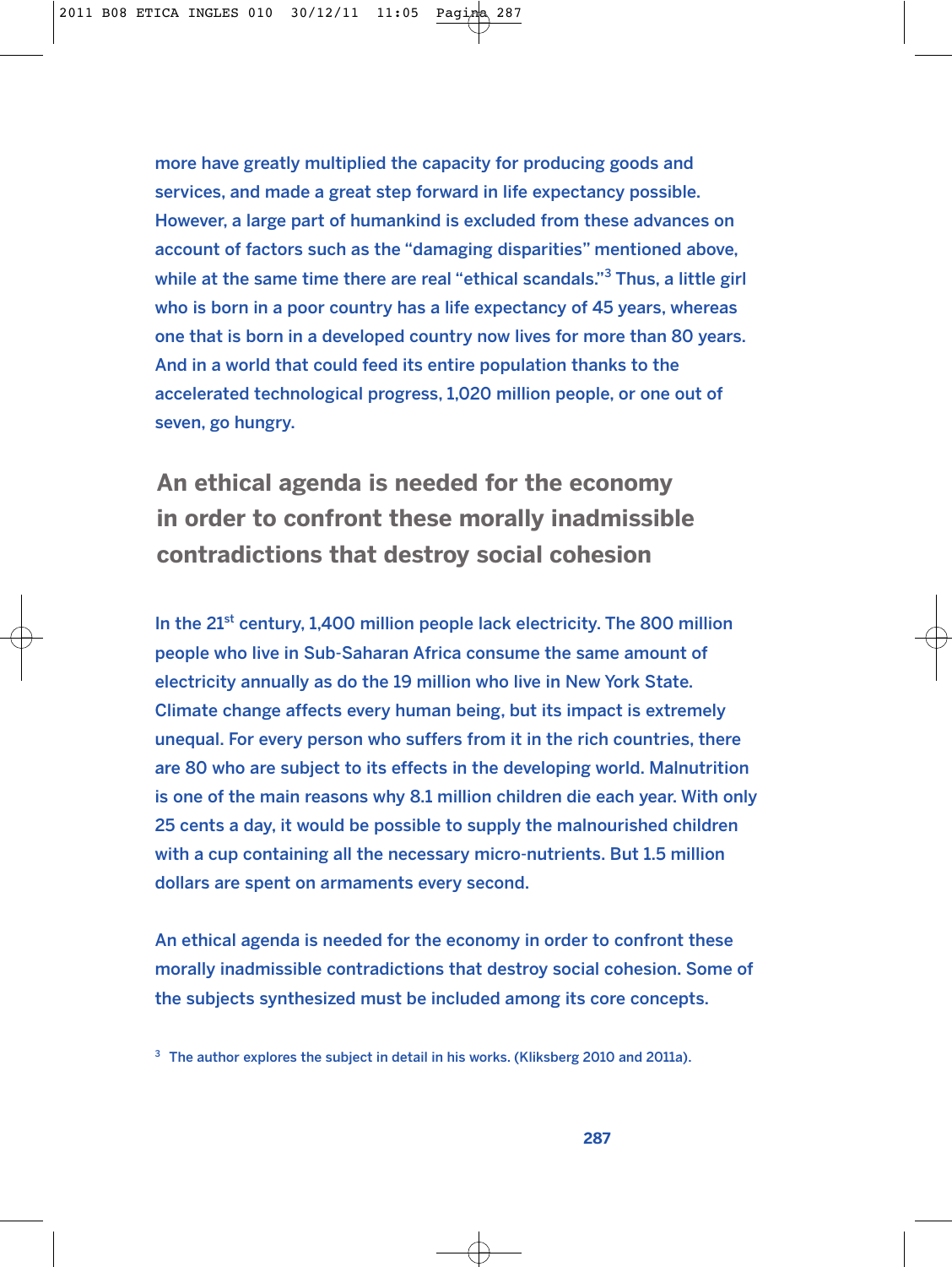more have greatly multiplied the capacity for producing goods and services, and made a great step forward in life expectancy possible. However, a large part of humankind is excluded from these advances on account of factors such as the "damaging disparities" mentioned above, while at the same time there are real "ethical scandals."[3] Thus, a little girl who is born in a poor country has a life expectancy of 45 years, whereas one that is born in a developed country now lives for more than 80 years. And in a world that could feed its entire population thanks to the accelerated technological progress, 1,020 million people, or one out of seven, go hungry.

## An ethical agenda is needed for the economy in order to confront these morally inadmissible contradictions that destroy social cohesion

In the 21st century, 1,400 million people lack electricity. The 800 million people who live in Sub-Saharan Africa consume the same amount of electricity annually as do the 19 million who live in New York State. Climate change affects every human being, but its impact is extremely unequal. For every person who suffers from it in the rich countries, there are 80 who are subject to its effects in the developing world. Malnutrition is one of the main reasons why 8.1 million children die each year. With only 25 cents a day, it would be possible to supply the malnourished children with a cup containing all the necessary micro-nutrients. But 1.5 million dollars are spent on armaments every second.

An ethical agenda is needed for the economy in order to confront these morally inadmissible contradictions that destroy social cohesion. Some of the subjects synthesized must be included among its core concepts.

[3] The author explores the subject in detail in his works. (Kliksberg 2010 and 2011a).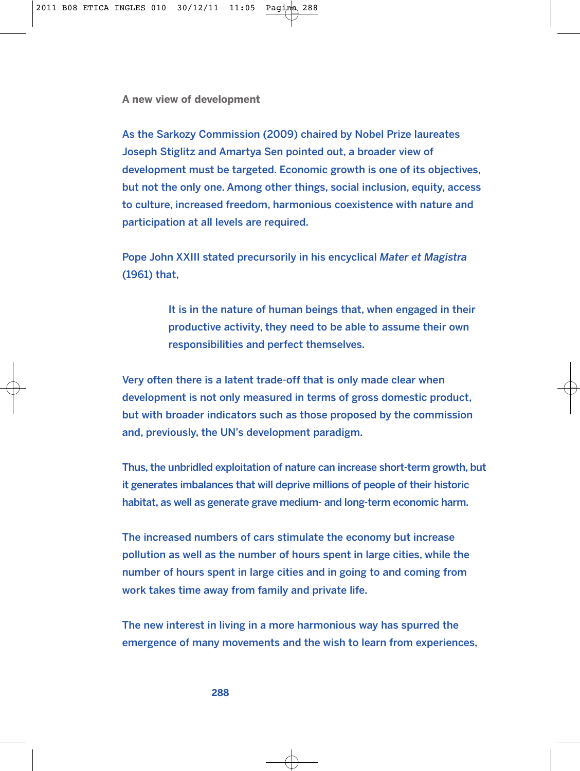### A new view of development

As the Sarkozy Commission (2009) chaired by Nobel Prize laureates Joseph Stiglitz and Amartya Sen pointed out, a broader view of development must be targeted. Economic growth is one of its objectives, but not the only one. Among other things, social inclusion, equity, access to culture, increased freedom, harmonious coexistence with nature and participation at all levels are required.

Pope John XXIII stated precursorily in his encyclical *Mater et Magistra* (1961) that,

> It is in the nature of human beings that, when engaged in their productive activity, they need to be able to assume their own responsibilities and perfect themselves.

Very often there is a latent trade-off that is only made clear when development is not only measured in terms of gross domestic product, but with broader indicators such as those proposed by the commission and, previously, the UN's development paradigm.

Thus, the unbridled exploitation of nature can increase short-term growth, but it generates imbalances that will deprive millions of people of their historic habitat, as well as generate grave medium- and long-term economic harm.

The increased numbers of cars stimulate the economy but increase pollution as well as the number of hours spent in large cities, while the number of hours spent in large cities and in going to and coming from work takes time away from family and private life.

The new interest in living in a more harmonious way has spurred the emergence of many movements and the wish to learn from experiences,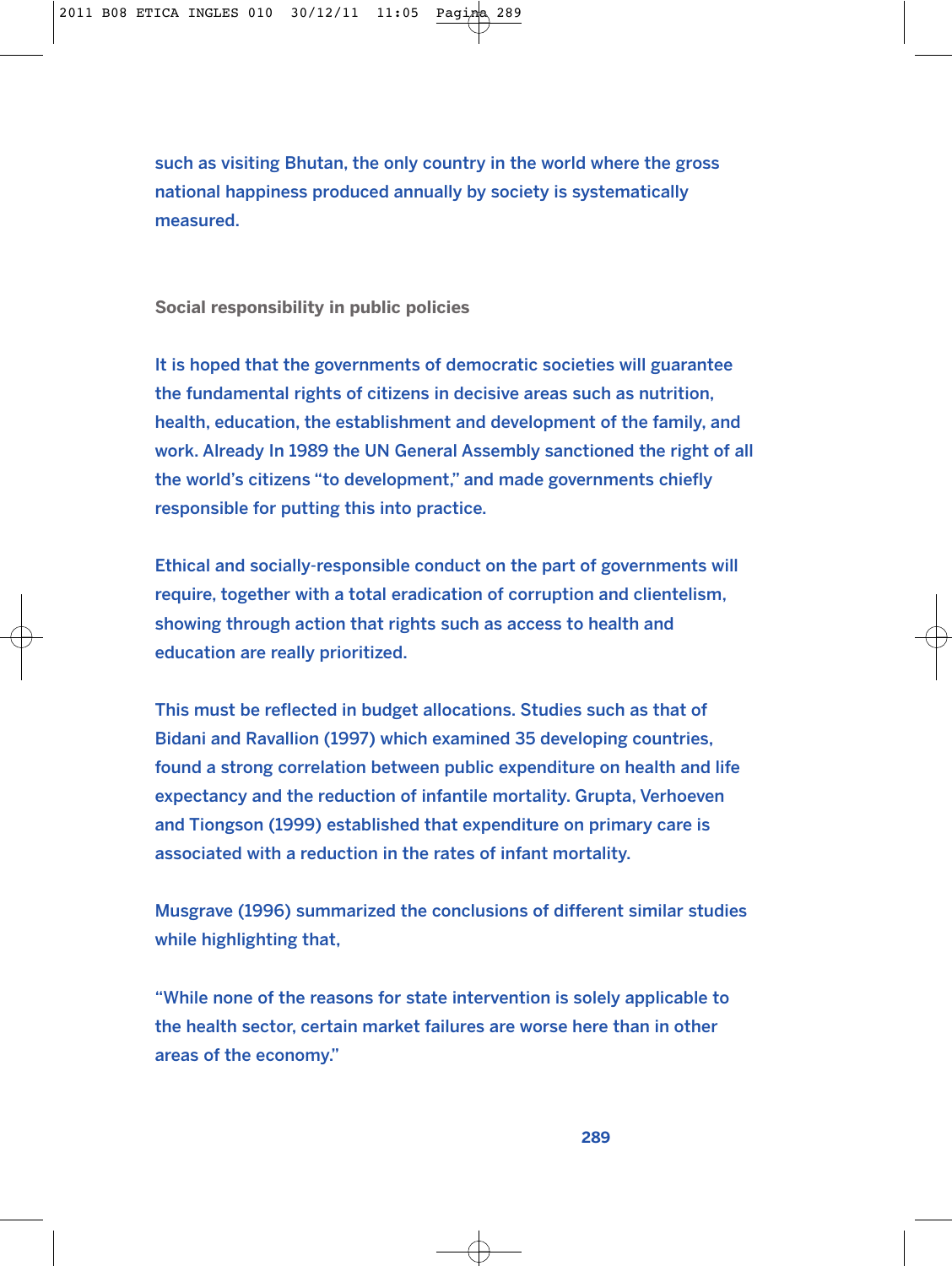such as visiting Bhutan, the only country in the world where the gross national happiness produced annually by society is systematically measured.

## Social responsibility in public policies

It is hoped that the governments of democratic societies will guarantee the fundamental rights of citizens in decisive areas such as nutrition, health, education, the establishment and development of the family, and work. Already In 1989 the UN General Assembly sanctioned the right of all the world's citizens "to development," and made governments chiefly responsible for putting this into practice.

Ethical and socially-responsible conduct on the part of governments will require, together with a total eradication of corruption and clientelism, showing through action that rights such as access to health and education are really prioritized.

This must be reflected in budget allocations. Studies such as that of Bidani and Ravallion (1997) which examined 35 developing countries, found a strong correlation between public expenditure on health and life expectancy and the reduction of infantile mortality. Grupta, Verhoeven and Tiongson (1999) established that expenditure on primary care is associated with a reduction in the rates of infant mortality.

Musgrave (1996) summarized the conclusions of different similar studies while highlighting that,

"While none of the reasons for state intervention is solely applicable to the health sector, certain market failures are worse here than in other areas of the economy."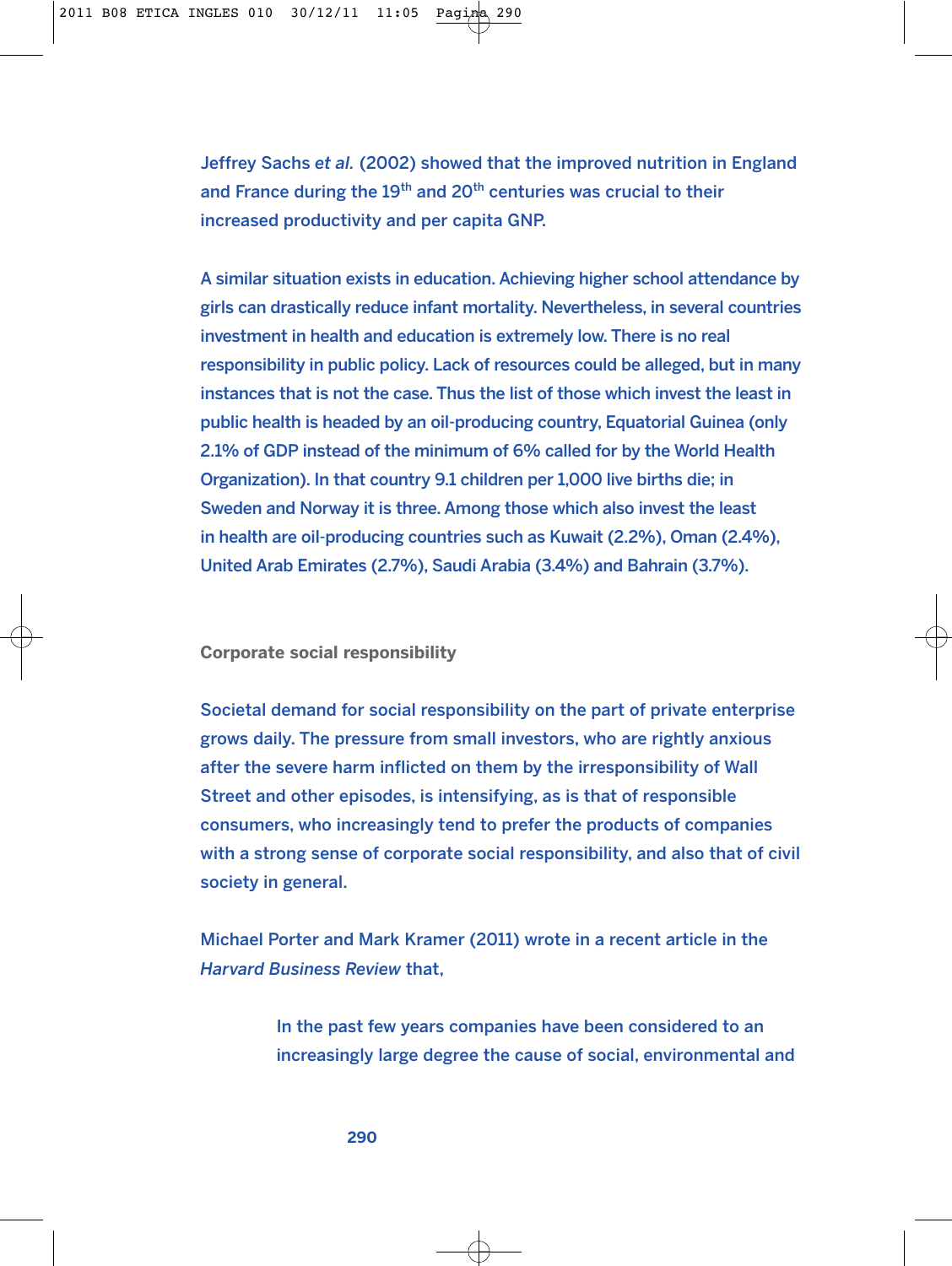Jeffrey Sachs *et al.* (2002) showed that the improved nutrition in England and France during the 19th and 20th centuries was crucial to their increased productivity and per capita GNP.

A similar situation exists in education. Achieving higher school attendance by girls can drastically reduce infant mortality. Nevertheless, in several countries investment in health and education is extremely low. There is no real responsibility in public policy. Lack of resources could be alleged, but in many instances that is not the case. Thus the list of those which invest the least in public health is headed by an oil-producing country, Equatorial Guinea (only 2.1% of GDP instead of the minimum of 6% called for by the World Health Organization). In that country 9.1 children per 1,000 live births die; in Sweden and Norway it is three. Among those which also invest the least in health are oil-producing countries such as Kuwait (2.2%), Oman (2.4%), United Arab Emirates (2.7%), Saudi Arabia (3.4%) and Bahrain (3.7%).

## Corporate social responsibility

Societal demand for social responsibility on the part of private enterprise grows daily. The pressure from small investors, who are rightly anxious after the severe harm inflicted on them by the irresponsibility of Wall Street and other episodes, is intensifying, as is that of responsible consumers, who increasingly tend to prefer the products of companies with a strong sense of corporate social responsibility, and also that of civil society in general.

Michael Porter and Mark Kramer (2011) wrote in a recent article in the *Harvard Business Review* that,

> In the past few years companies have been considered to an increasingly large degree the cause of social, environmental and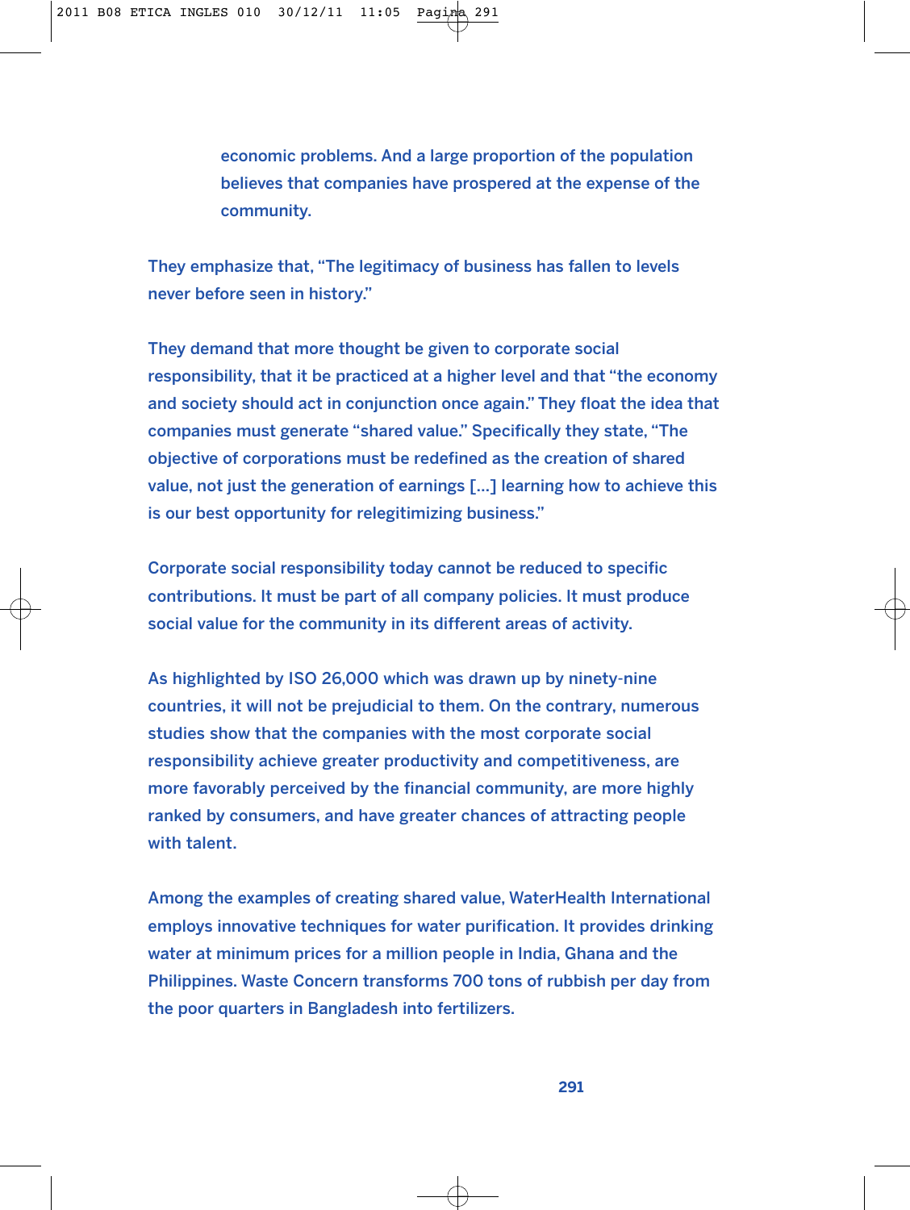> economic problems. And a large proportion of the population believes that companies have prospered at the expense of the community.

They emphasize that, "The legitimacy of business has fallen to levels never before seen in history."

They demand that more thought be given to corporate social responsibility, that it be practiced at a higher level and that "the economy and society should act in conjunction once again." They float the idea that companies must generate "shared value." Specifically they state, "The objective of corporations must be redefined as the creation of shared value, not just the generation of earnings [...] learning how to achieve this is our best opportunity for relegitimizing business."

Corporate social responsibility today cannot be reduced to specific contributions. It must be part of all company policies. It must produce social value for the community in its different areas of activity.

As highlighted by ISO 26,000 which was drawn up by ninety-nine countries, it will not be prejudicial to them. On the contrary, numerous studies show that the companies with the most corporate social responsibility achieve greater productivity and competitiveness, are more favorably perceived by the financial community, are more highly ranked by consumers, and have greater chances of attracting people with talent.

Among the examples of creating shared value, WaterHealth International employs innovative techniques for water purification. It provides drinking water at minimum prices for a million people in India, Ghana and the Philippines. Waste Concern transforms 700 tons of rubbish per day from the poor quarters in Bangladesh into fertilizers.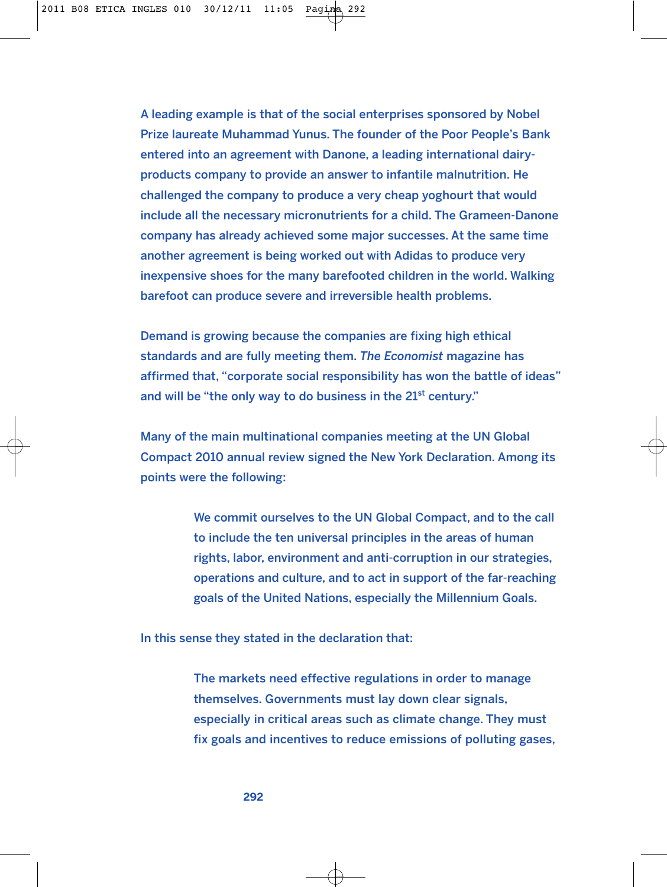A leading example is that of the social enterprises sponsored by Nobel Prize laureate Muhammad Yunus. The founder of the Poor People's Bank entered into an agreement with Danone, a leading international dairy-products company to provide an answer to infantile malnutrition. He challenged the company to produce a very cheap yoghourt that would include all the necessary micronutrients for a child. The Grameen-Danone company has already achieved some major successes. At the same time another agreement is being worked out with Adidas to produce very inexpensive shoes for the many barefooted children in the world. Walking barefoot can produce severe and irreversible health problems.

Demand is growing because the companies are fixing high ethical standards and are fully meeting them. *The Economist* magazine has affirmed that, "corporate social responsibility has won the battle of ideas" and will be "the only way to do business in the 21st century."

Many of the main multinational companies meeting at the UN Global Compact 2010 annual review signed the New York Declaration. Among its points were the following:

> We commit ourselves to the UN Global Compact, and to the call to include the ten universal principles in the areas of human rights, labor, environment and anti-corruption in our strategies, operations and culture, and to act in support of the far-reaching goals of the United Nations, especially the Millennium Goals.

In this sense they stated in the declaration that:

> The markets need effective regulations in order to manage themselves. Governments must lay down clear signals, especially in critical areas such as climate change. They must fix goals and incentives to reduce emissions of polluting gases,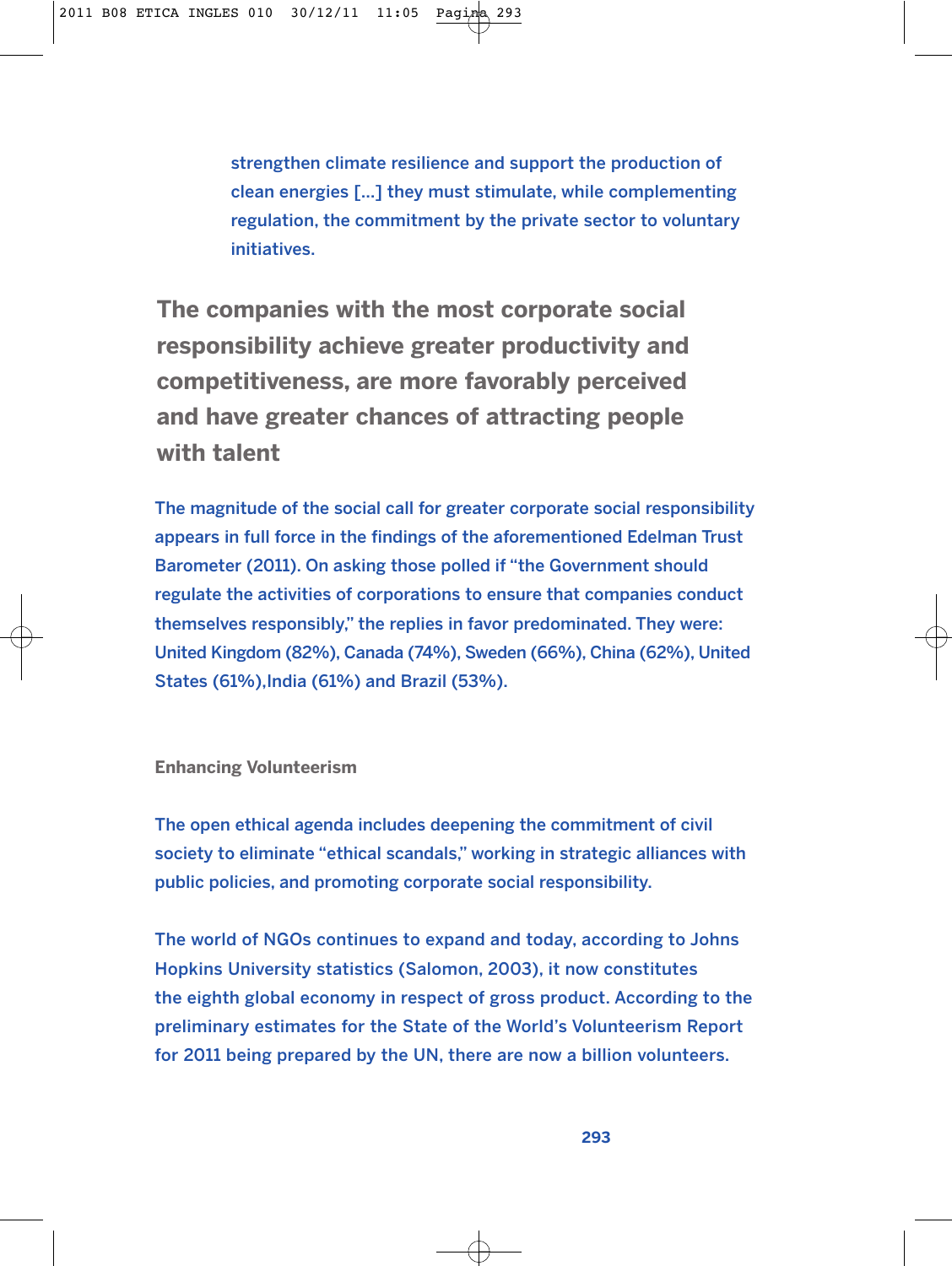strengthen climate resilience and support the production of clean energies [...] they must stimulate, while complementing regulation, the commitment by the private sector to voluntary initiatives.

## The companies with the most corporate social responsibility achieve greater productivity and competitiveness, are more favorably perceived and have greater chances of attracting people with talent

The magnitude of the social call for greater corporate social responsibility appears in full force in the findings of the aforementioned Edelman Trust Barometer (2011). On asking those polled if "the Government should regulate the activities of corporations to ensure that companies conduct themselves responsibly," the replies in favor predominated. They were: United Kingdom (82%), Canada (74%), Sweden (66%), China (62%), United States (61%),India (61%) and Brazil (53%).

### Enhancing Volunteerism

The open ethical agenda includes deepening the commitment of civil society to eliminate "ethical scandals," working in strategic alliances with public policies, and promoting corporate social responsibility.

The world of NGOs continues to expand and today, according to Johns Hopkins University statistics (Salomon, 2003), it now constitutes the eighth global economy in respect of gross product. According to the preliminary estimates for the State of the World's Volunteerism Report for 2011 being prepared by the UN, there are now a billion volunteers.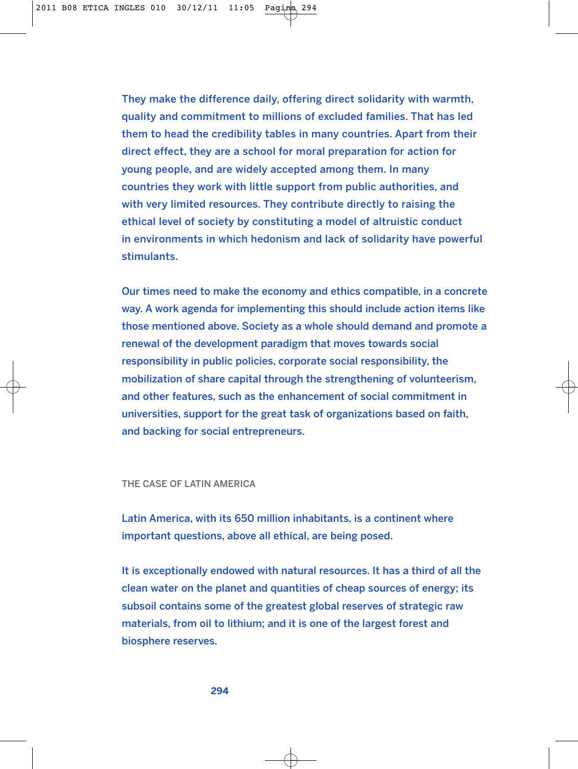They make the difference daily, offering direct solidarity with warmth, quality and commitment to millions of excluded families. That has led them to head the credibility tables in many countries. Apart from their direct effect, they are a school for moral preparation for action for young people, and are widely accepted among them. In many countries they work with little support from public authorities, and with very limited resources. They contribute directly to raising the ethical level of society by constituting a model of altruistic conduct in environments in which hedonism and lack of solidarity have powerful stimulants.

Our times need to make the economy and ethics compatible, in a concrete way. A work agenda for implementing this should include action items like those mentioned above. Society as a whole should demand and promote a renewal of the development paradigm that moves towards social responsibility in public policies, corporate social responsibility, the mobilization of share capital through the strengthening of volunteerism, and other features, such as the enhancement of social commitment in universities, support for the great task of organizations based on faith, and backing for social entrepreneurs.

## THE CASE OF LATIN AMERICA

Latin America, with its 650 million inhabitants, is a continent where important questions, above all ethical, are being posed.

It is exceptionally endowed with natural resources. It has a third of all the clean water on the planet and quantities of cheap sources of energy; its subsoil contains some of the greatest global reserves of strategic raw materials, from oil to lithium; and it is one of the largest forest and biosphere reserves.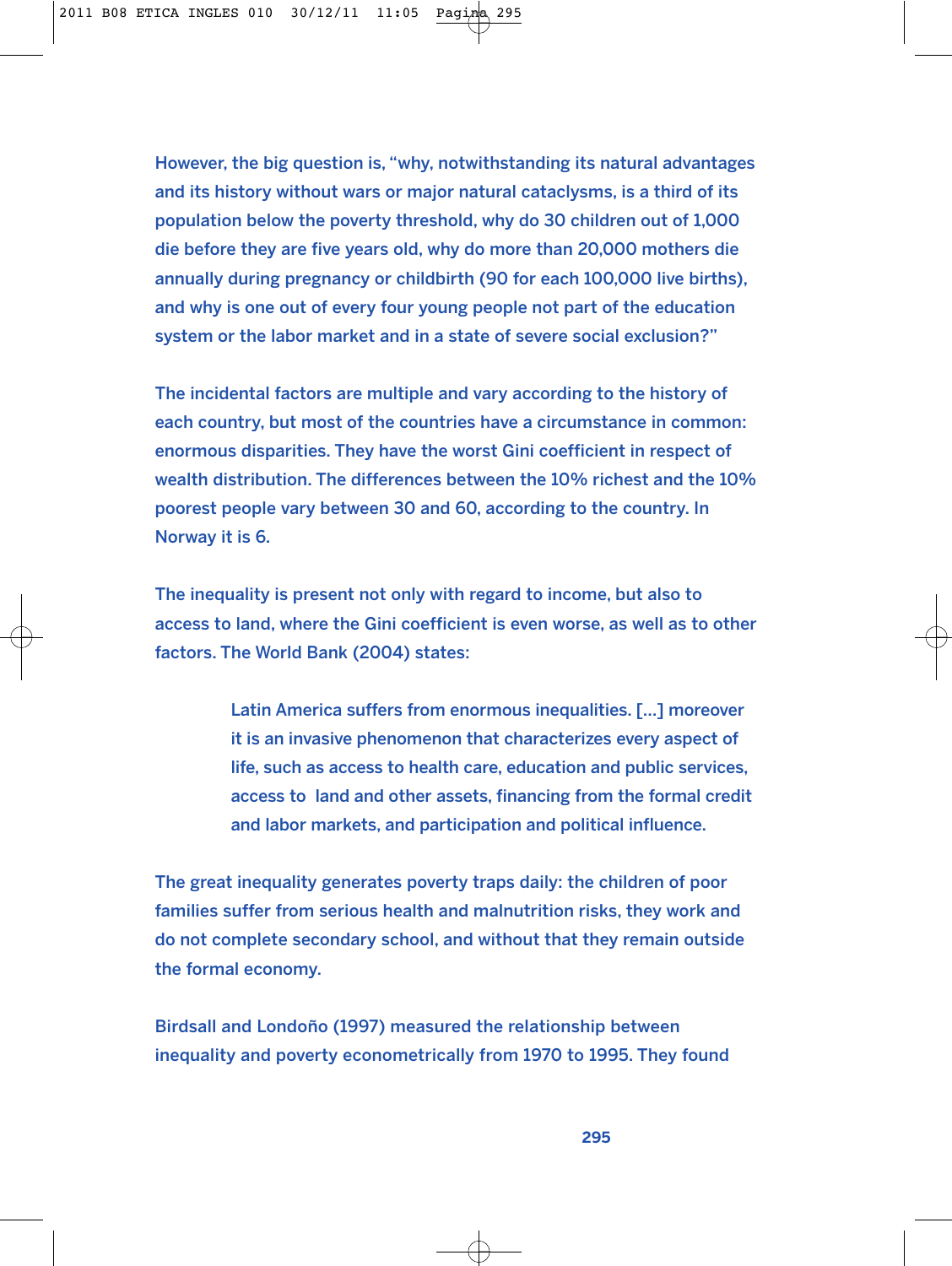However, the big question is, “why, notwithstanding its natural advantages and its history without wars or major natural cataclysms, is a third of its population below the poverty threshold, why do 30 children out of 1,000 die before they are five years old, why do more than 20,000 mothers die annually during pregnancy or childbirth (90 for each 100,000 live births), and why is one out of every four young people not part of the education system or the labor market and in a state of severe social exclusion?”

The incidental factors are multiple and vary according to the history of each country, but most of the countries have a circumstance in common: enormous disparities. They have the worst Gini coefficient in respect of wealth distribution. The differences between the 10% richest and the 10% poorest people vary between 30 and 60, according to the country. In Norway it is 6.

The inequality is present not only with regard to income, but also to access to land, where the Gini coefficient is even worse, as well as to other factors. The World Bank (2004) states:

> Latin America suffers from enormous inequalities. [...] moreover it is an invasive phenomenon that characterizes every aspect of life, such as access to health care, education and public services, access to land and other assets, financing from the formal credit and labor markets, and participation and political influence.

The great inequality generates poverty traps daily: the children of poor families suffer from serious health and malnutrition risks, they work and do not complete secondary school, and without that they remain outside the formal economy.

Birdsall and Londoño (1997) measured the relationship between inequality and poverty econometrically from 1970 to 1995. They found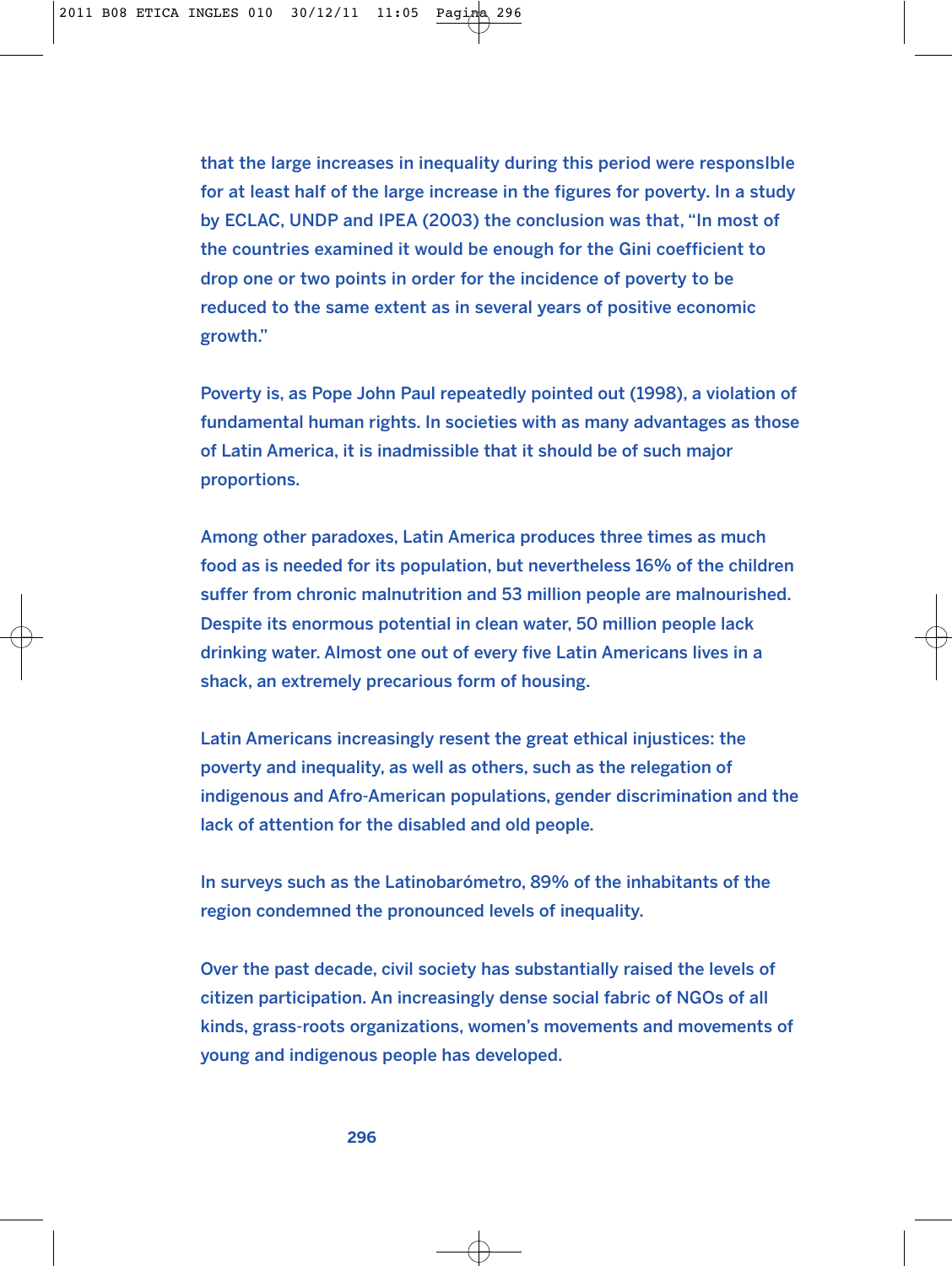that the large increases in inequality during this period were responsible for at least half of the large increase in the figures for poverty. In a study by ECLAC, UNDP and IPEA (2003) the conclusion was that, "In most of the countries examined it would be enough for the Gini coefficient to drop one or two points in order for the incidence of poverty to be reduced to the same extent as in several years of positive economic growth."

Poverty is, as Pope John Paul repeatedly pointed out (1998), a violation of fundamental human rights. In societies with as many advantages as those of Latin America, it is inadmissible that it should be of such major proportions.

Among other paradoxes, Latin America produces three times as much food as is needed for its population, but nevertheless 16% of the children suffer from chronic malnutrition and 53 million people are malnourished. Despite its enormous potential in clean water, 50 million people lack drinking water. Almost one out of every five Latin Americans lives in a shack, an extremely precarious form of housing.

Latin Americans increasingly resent the great ethical injustices: the poverty and inequality, as well as others, such as the relegation of indigenous and Afro-American populations, gender discrimination and the lack of attention for the disabled and old people.

In surveys such as the Latinobarómetro, 89% of the inhabitants of the region condemned the pronounced levels of inequality.

Over the past decade, civil society has substantially raised the levels of citizen participation. An increasingly dense social fabric of NGOs of all kinds, grass-roots organizations, women's movements and movements of young and indigenous people has developed.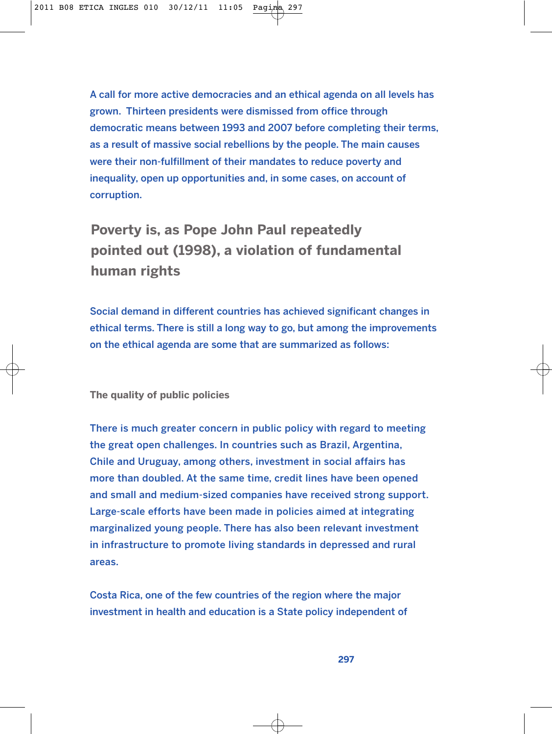A call for more active democracies and an ethical agenda on all levels has grown. Thirteen presidents were dismissed from office through democratic means between 1993 and 2007 before completing their terms, as a result of massive social rebellions by the people. The main causes were their non-fulfillment of their mandates to reduce poverty and inequality, open up opportunities and, in some cases, on account of corruption.

> **Poverty is, as Pope John Paul repeatedly pointed out (1998), a violation of fundamental human rights**

Social demand in different countries has achieved significant changes in ethical terms. There is still a long way to go, but among the improvements on the ethical agenda are some that are summarized as follows:

**The quality of public policies**

There is much greater concern in public policy with regard to meeting the great open challenges. In countries such as Brazil, Argentina, Chile and Uruguay, among others, investment in social affairs has more than doubled. At the same time, credit lines have been opened and small and medium-sized companies have received strong support. Large-scale efforts have been made in policies aimed at integrating marginalized young people. There has also been relevant investment in infrastructure to promote living standards in depressed and rural areas.

Costa Rica, one of the few countries of the region where the major investment in health and education is a State policy independent of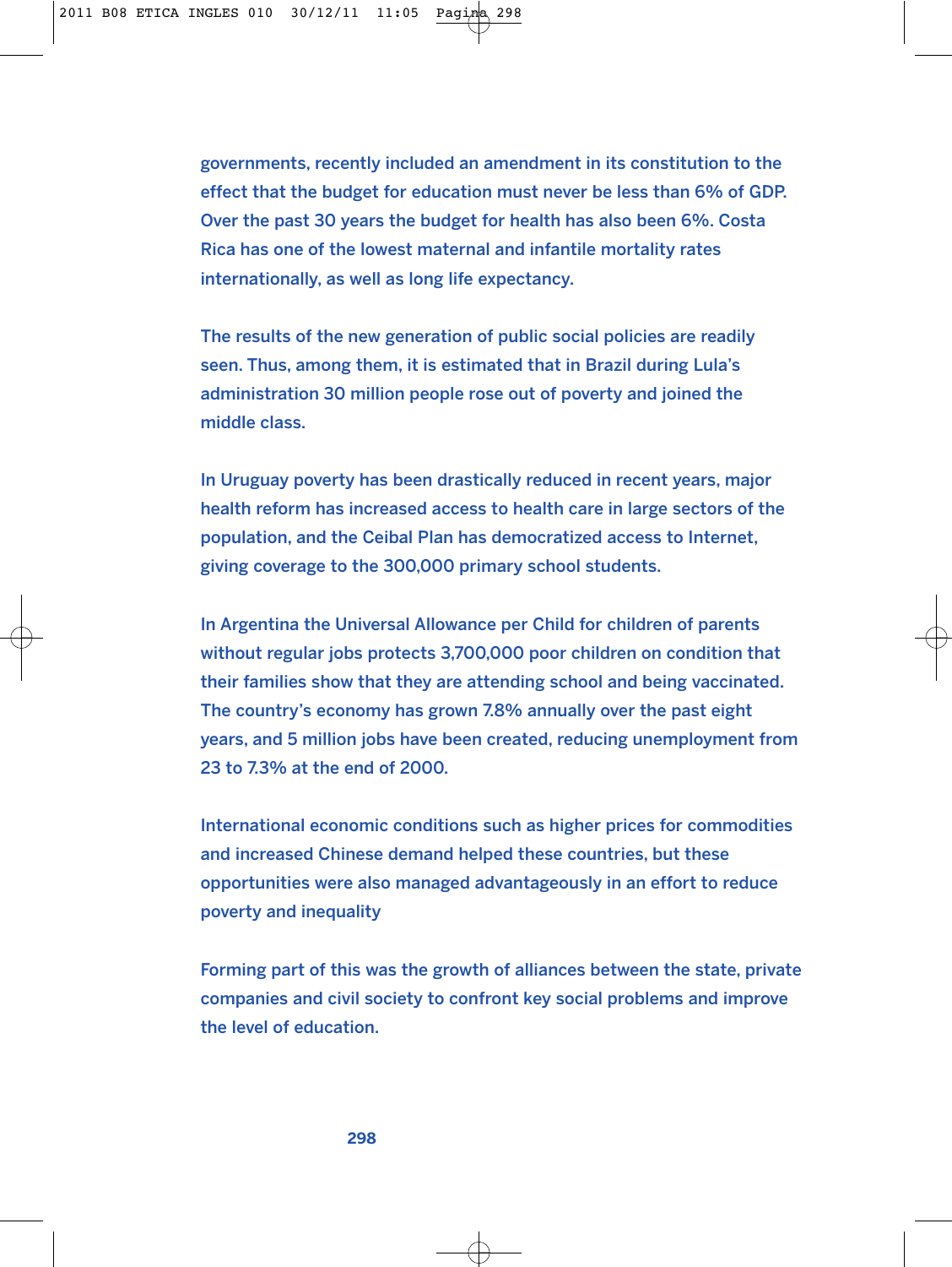governments, recently included an amendment in its constitution to the effect that the budget for education must never be less than 6% of GDP. Over the past 30 years the budget for health has also been 6%. Costa Rica has one of the lowest maternal and infantile mortality rates internationally, as well as long life expectancy.

The results of the new generation of public social policies are readily seen. Thus, among them, it is estimated that in Brazil during Lula's administration 30 million people rose out of poverty and joined the middle class.

In Uruguay poverty has been drastically reduced in recent years, major health reform has increased access to health care in large sectors of the population, and the Ceibal Plan has democratized access to Internet, giving coverage to the 300,000 primary school students.

In Argentina the Universal Allowance per Child for children of parents without regular jobs protects 3,700,000 poor children on condition that their families show that they are attending school and being vaccinated. The country's economy has grown 7.8% annually over the past eight years, and 5 million jobs have been created, reducing unemployment from 23 to 7.3% at the end of 2000.

International economic conditions such as higher prices for commodities and increased Chinese demand helped these countries, but these opportunities were also managed advantageously in an effort to reduce poverty and inequality

Forming part of this was the growth of alliances between the state, private companies and civil society to confront key social problems and improve the level of education.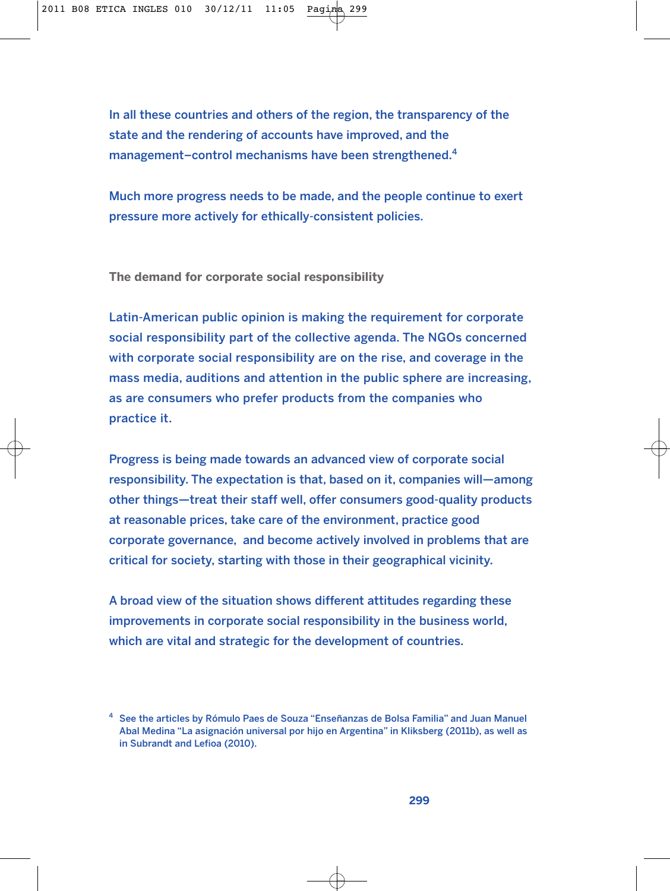In all these countries and others of the region, the transparency of the state and the rendering of accounts have improved, and the management–control mechanisms have been strengthened.[4]

Much more progress needs to be made, and the people continue to exert pressure more actively for ethically-consistent policies.

## The demand for corporate social responsibility

Latin-American public opinion is making the requirement for corporate social responsibility part of the collective agenda. The NGOs concerned with corporate social responsibility are on the rise, and coverage in the mass media, auditions and attention in the public sphere are increasing, as are consumers who prefer products from the companies who practice it.

Progress is being made towards an advanced view of corporate social responsibility. The expectation is that, based on it, companies will—among other things—treat their staff well, offer consumers good-quality products at reasonable prices, take care of the environment, practice good corporate governance, and become actively involved in problems that are critical for society, starting with those in their geographical vicinity.

A broad view of the situation shows different attitudes regarding these improvements in corporate social responsibility in the business world, which are vital and strategic for the development of countries.

[4] See the articles by Rómulo Paes de Souza "Enseñanzas de Bolsa Familia" and Juan Manuel Abal Medina "La asignación universal por hijo en Argentina" in Kliksberg (2011b), as well as in Subrandt and Lefioa (2010).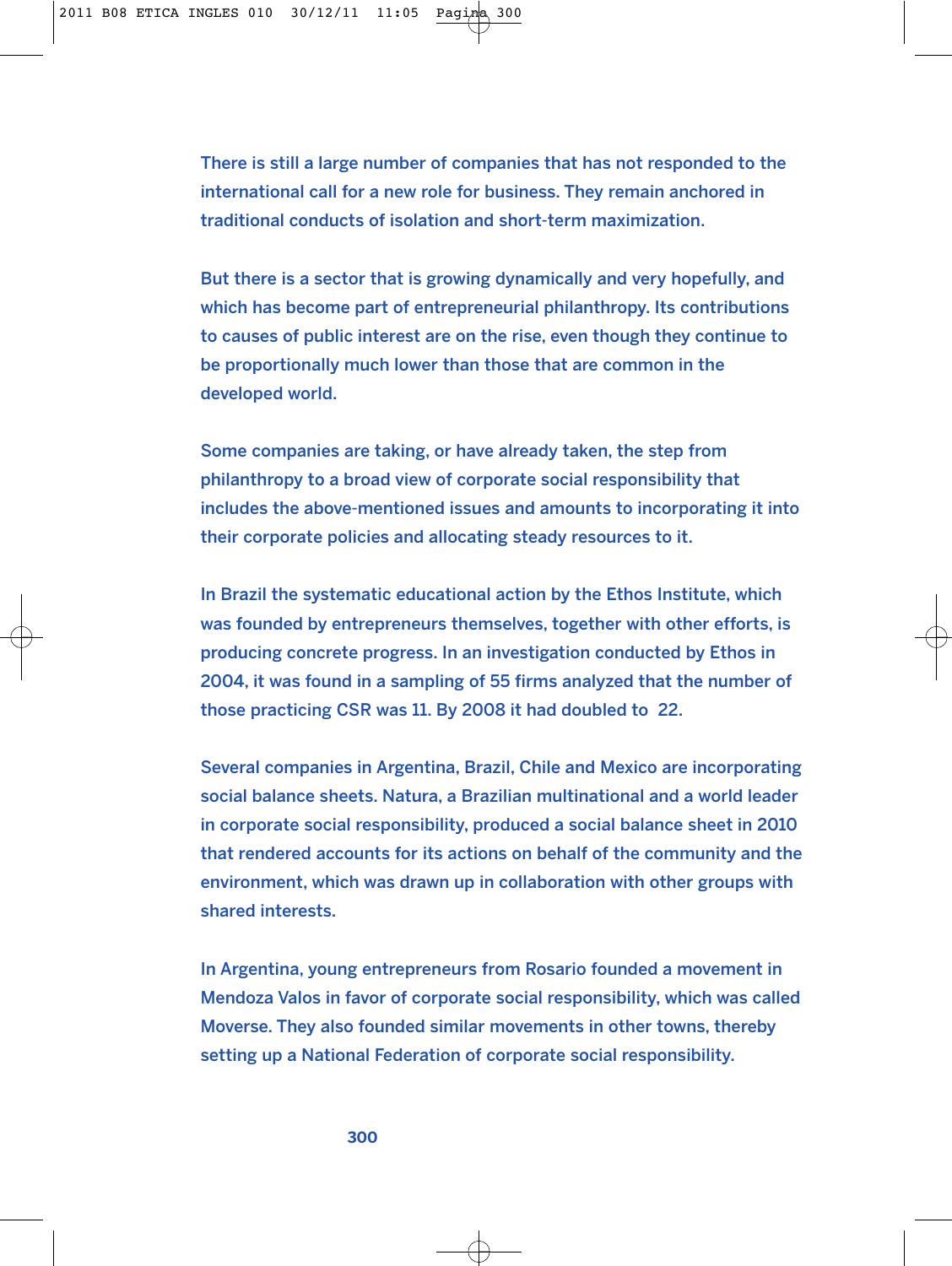There is still a large number of companies that has not responded to the international call for a new role for business. They remain anchored in traditional conducts of isolation and short-term maximization.

But there is a sector that is growing dynamically and very hopefully, and which has become part of entrepreneurial philanthropy. Its contributions to causes of public interest are on the rise, even though they continue to be proportionally much lower than those that are common in the developed world.

Some companies are taking, or have already taken, the step from philanthropy to a broad view of corporate social responsibility that includes the above-mentioned issues and amounts to incorporating it into their corporate policies and allocating steady resources to it.

In Brazil the systematic educational action by the Ethos Institute, which was founded by entrepreneurs themselves, together with other efforts, is producing concrete progress. In an investigation conducted by Ethos in 2004, it was found in a sampling of 55 firms analyzed that the number of those practicing CSR was 11. By 2008 it had doubled to 22.

Several companies in Argentina, Brazil, Chile and Mexico are incorporating social balance sheets. Natura, a Brazilian multinational and a world leader in corporate social responsibility, produced a social balance sheet in 2010 that rendered accounts for its actions on behalf of the community and the environment, which was drawn up in collaboration with other groups with shared interests.

In Argentina, young entrepreneurs from Rosario founded a movement in Mendoza Valos in favor of corporate social responsibility, which was called Moverse. They also founded similar movements in other towns, thereby setting up a National Federation of corporate social responsibility.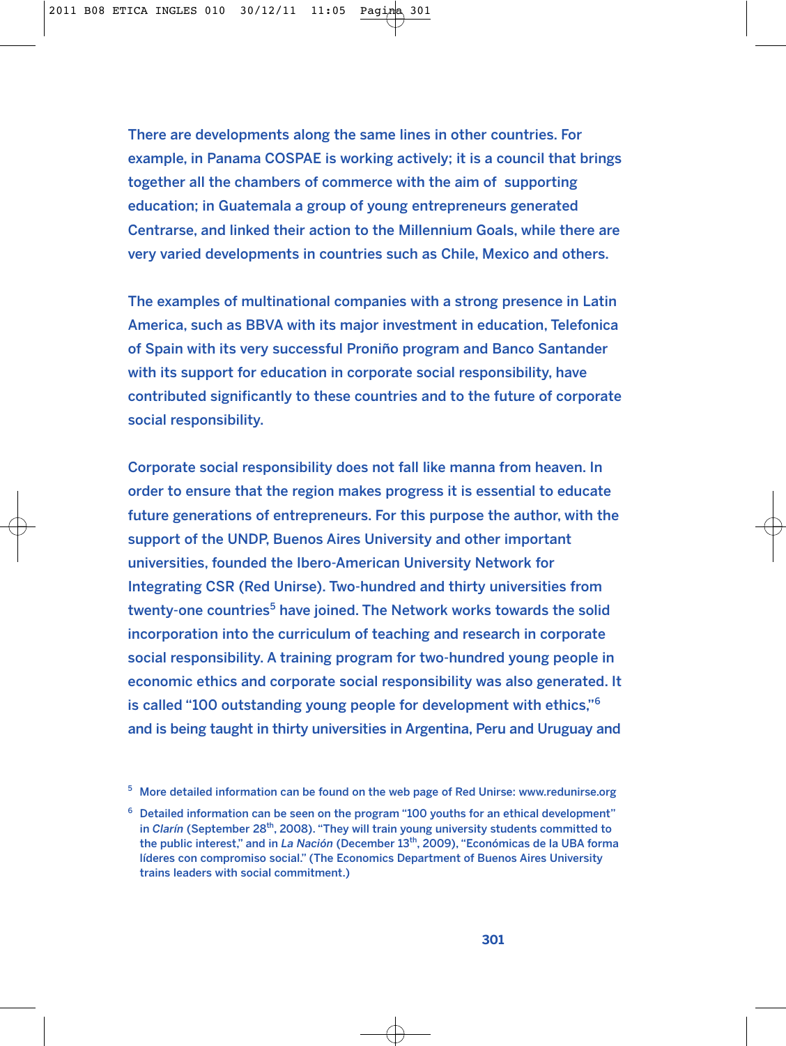There are developments along the same lines in other countries. For example, in Panama COSPAE is working actively; it is a council that brings together all the chambers of commerce with the aim of supporting education; in Guatemala a group of young entrepreneurs generated Centrarse, and linked their action to the Millennium Goals, while there are very varied developments in countries such as Chile, Mexico and others.

The examples of multinational companies with a strong presence in Latin America, such as BBVA with its major investment in education, Telefonica of Spain with its very successful Proniño program and Banco Santander with its support for education in corporate social responsibility, have contributed significantly to these countries and to the future of corporate social responsibility.

Corporate social responsibility does not fall like manna from heaven. In order to ensure that the region makes progress it is essential to educate future generations of entrepreneurs. For this purpose the author, with the support of the UNDP, Buenos Aires University and other important universities, founded the Ibero-American University Network for Integrating CSR (Red Unirse). Two-hundred and thirty universities from twenty-one countries[5] have joined. The Network works towards the solid incorporation into the curriculum of teaching and research in corporate social responsibility. A training program for two-hundred young people in economic ethics and corporate social responsibility was also generated. It is called "100 outstanding young people for development with ethics,"[6] and is being taught in thirty universities in Argentina, Peru and Uruguay and

[5] More detailed information can be found on the web page of Red Unirse: www.redunirse.org

[6] Detailed information can be seen on the program "100 youths for an ethical development" in *Clarín* (September 28th, 2008). "They will train young university students committed to the public interest," and in *La Nación* (December 13th, 2009), "Económicas de la UBA forma líderes con compromiso social." (The Economics Department of Buenos Aires University trains leaders with social commitment.)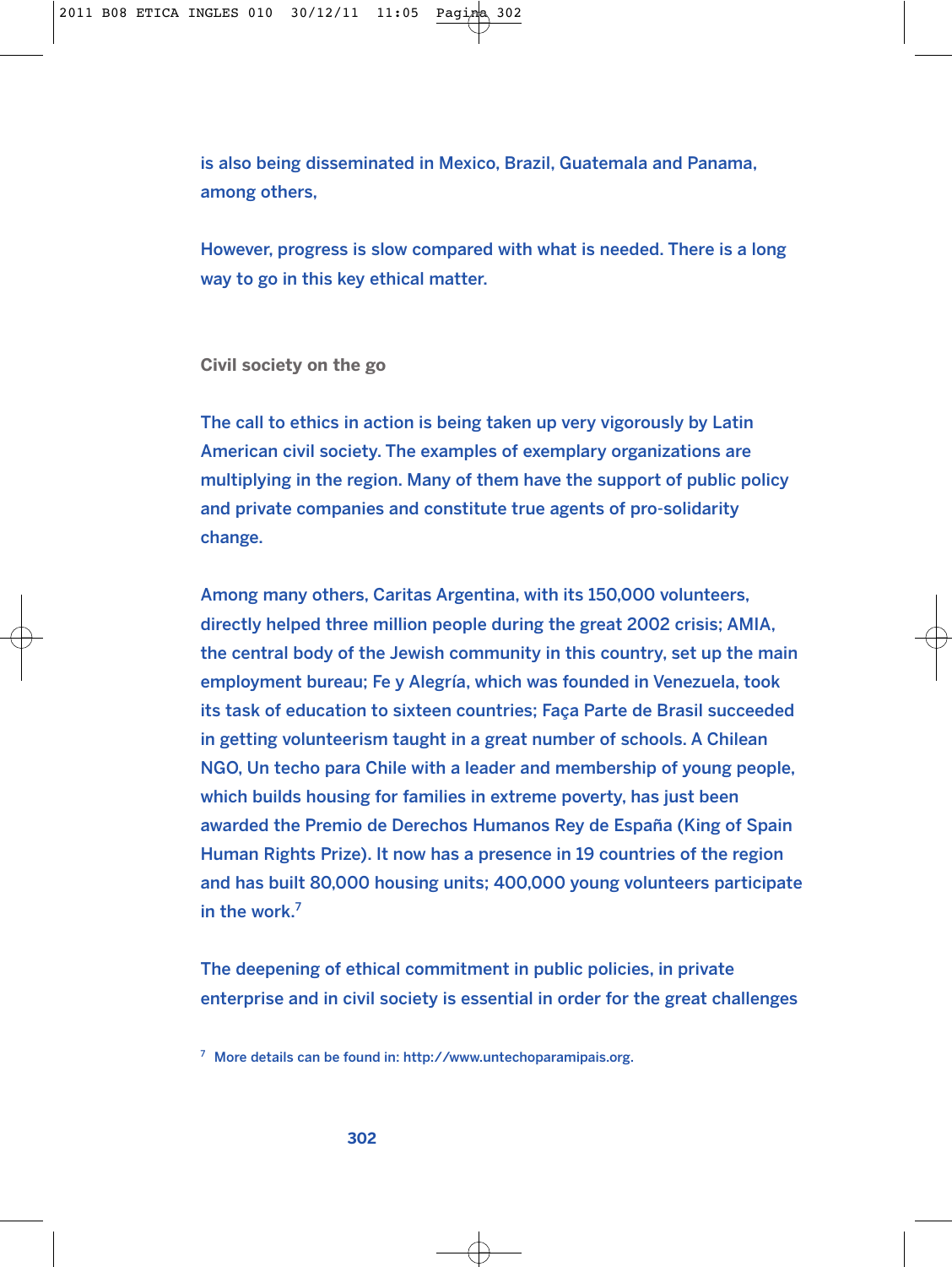is also being disseminated in Mexico, Brazil, Guatemala and Panama, among others,

However, progress is slow compared with what is needed. There is a long way to go in this key ethical matter.

## Civil society on the go

The call to ethics in action is being taken up very vigorously by Latin American civil society. The examples of exemplary organizations are multiplying in the region. Many of them have the support of public policy and private companies and constitute true agents of pro-solidarity change.

Among many others, Caritas Argentina, with its 150,000 volunteers, directly helped three million people during the great 2002 crisis; AMIA, the central body of the Jewish community in this country, set up the main employment bureau; Fe y Alegría, which was founded in Venezuela, took its task of education to sixteen countries; Faça Parte de Brasil succeeded in getting volunteerism taught in a great number of schools. A Chilean NGO, Un techo para Chile with a leader and membership of young people, which builds housing for families in extreme poverty, has just been awarded the Premio de Derechos Humanos Rey de España (King of Spain Human Rights Prize). It now has a presence in 19 countries of the region and has built 80,000 housing units; 400,000 young volunteers participate in the work.[7]

The deepening of ethical commitment in public policies, in private enterprise and in civil society is essential in order for the great challenges

[7] More details can be found in: http://www.untechoparamipais.org.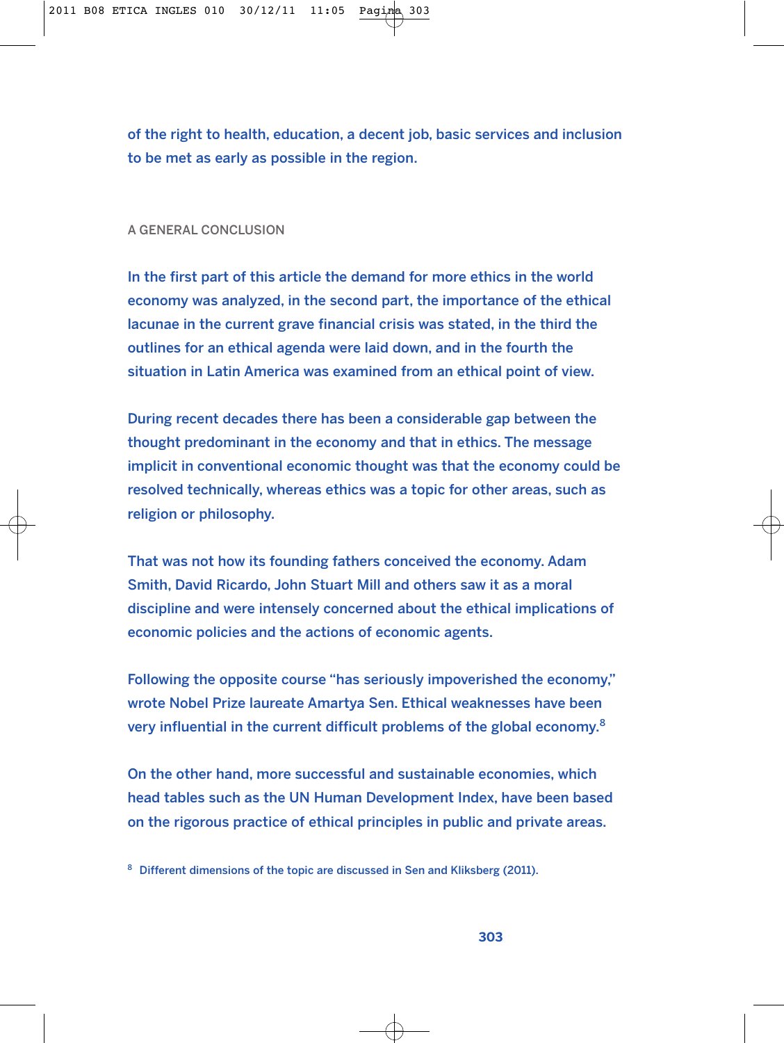of the right to health, education, a decent job, basic services and inclusion to be met as early as possible in the region.

## A GENERAL CONCLUSION

In the first part of this article the demand for more ethics in the world economy was analyzed, in the second part, the importance of the ethical lacunae in the current grave financial crisis was stated, in the third the outlines for an ethical agenda were laid down, and in the fourth the situation in Latin America was examined from an ethical point of view.

During recent decades there has been a considerable gap between the thought predominant in the economy and that in ethics. The message implicit in conventional economic thought was that the economy could be resolved technically, whereas ethics was a topic for other areas, such as religion or philosophy.

That was not how its founding fathers conceived the economy. Adam Smith, David Ricardo, John Stuart Mill and others saw it as a moral discipline and were intensely concerned about the ethical implications of economic policies and the actions of economic agents.

Following the opposite course "has seriously impoverished the economy," wrote Nobel Prize laureate Amartya Sen. Ethical weaknesses have been very influential in the current difficult problems of the global economy.[8]

On the other hand, more successful and sustainable economies, which head tables such as the UN Human Development Index, have been based on the rigorous practice of ethical principles in public and private areas.

[8] Different dimensions of the topic are discussed in Sen and Kliksberg (2011).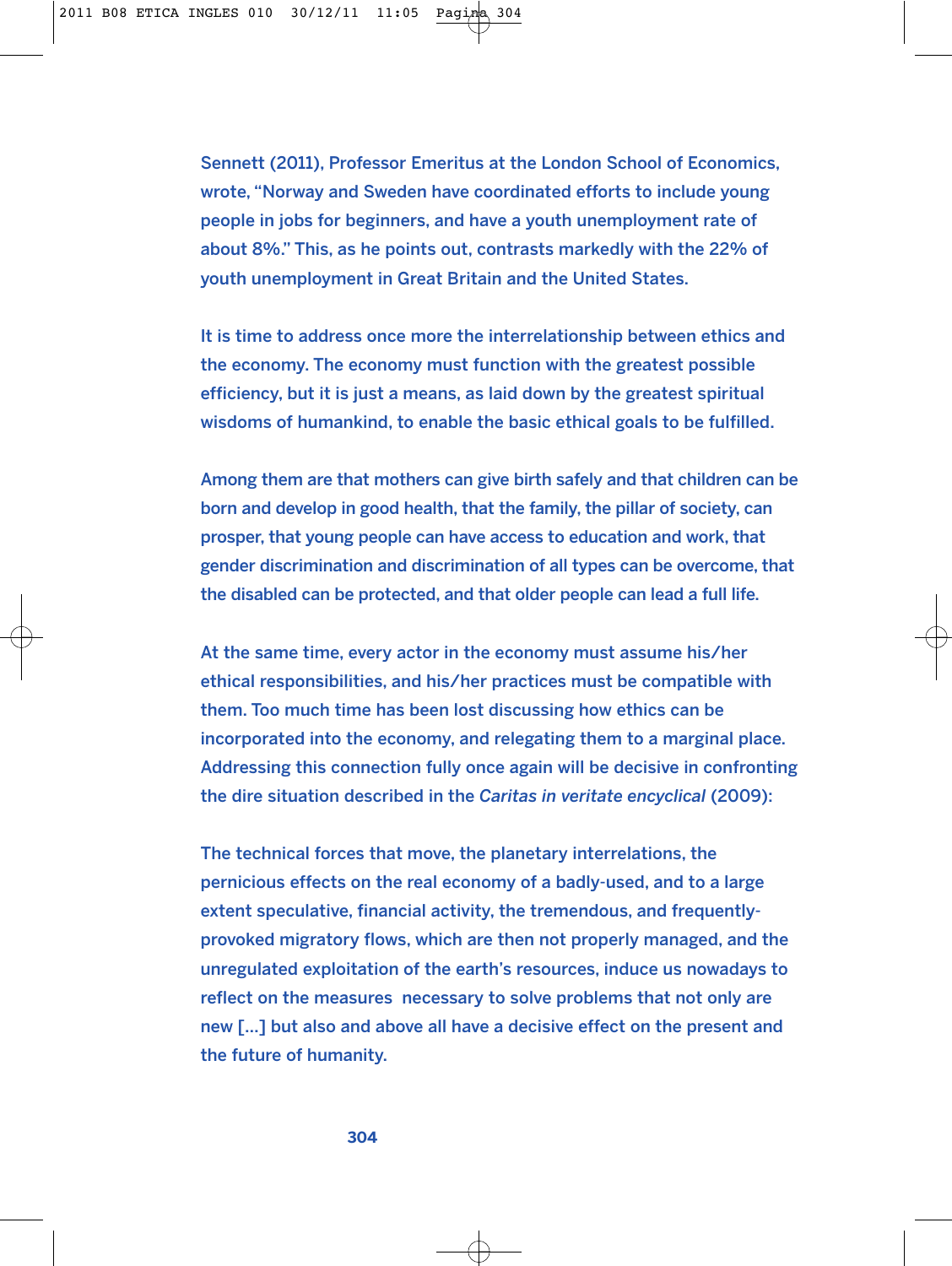Sennett (2011), Professor Emeritus at the London School of Economics, wrote, "Norway and Sweden have coordinated efforts to include young people in jobs for beginners, and have a youth unemployment rate of about 8%." This, as he points out, contrasts markedly with the 22% of youth unemployment in Great Britain and the United States.

It is time to address once more the interrelationship between ethics and the economy. The economy must function with the greatest possible efficiency, but it is just a means, as laid down by the greatest spiritual wisdoms of humankind, to enable the basic ethical goals to be fulfilled.

Among them are that mothers can give birth safely and that children can be born and develop in good health, that the family, the pillar of society, can prosper, that young people can have access to education and work, that gender discrimination and discrimination of all types can be overcome, that the disabled can be protected, and that older people can lead a full life.

At the same time, every actor in the economy must assume his/her ethical responsibilities, and his/her practices must be compatible with them. Too much time has been lost discussing how ethics can be incorporated into the economy, and relegating them to a marginal place. Addressing this connection fully once again will be decisive in confronting the dire situation described in the *Caritas in veritate encyclical* (2009):

The technical forces that move, the planetary interrelations, the pernicious effects on the real economy of a badly-used, and to a large extent speculative, financial activity, the tremendous, and frequently-provoked migratory flows, which are then not properly managed, and the unregulated exploitation of the earth's resources, induce us nowadays to reflect on the measures necessary to solve problems that not only are new [...] but also and above all have a decisive effect on the present and the future of humanity.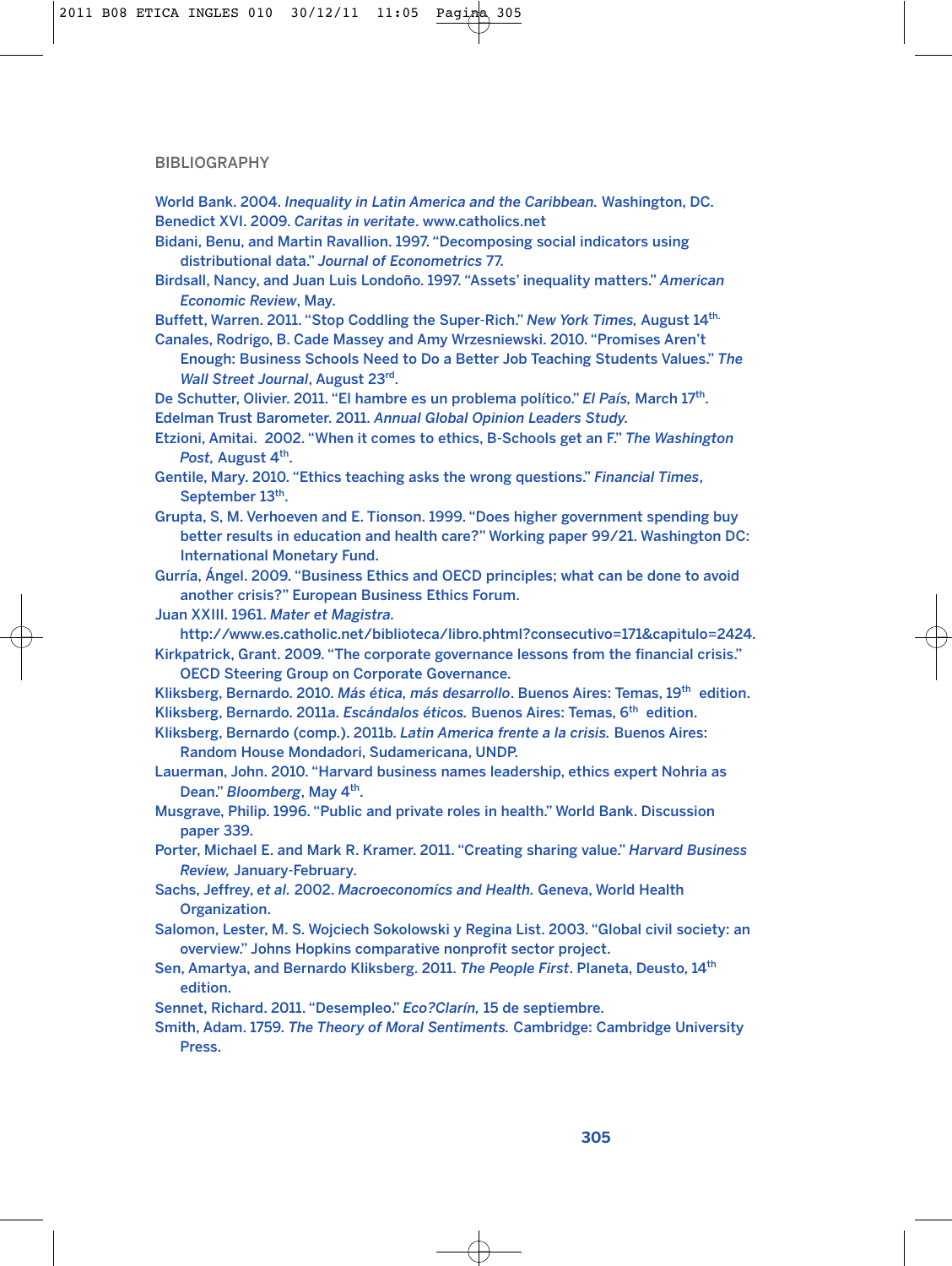BIBLIOGRAPHY

World Bank. 2004. *Inequality in Latin America and the Caribbean.* Washington, DC.

Benedict XVI. 2009. *Caritas in veritate*. www.catholics.net

Bidani, Benu, and Martin Ravallion. 1997. "Decomposing social indicators using distributional data." *Journal of Econometrics* 77.

Birdsall, Nancy, and Juan Luis Londoño. 1997. "Assets' inequality matters." *American Economic Review*, May.

Buffett, Warren. 2011. "Stop Coddling the Super-Rich." *New York Times,* August 14th.

Canales, Rodrigo, B. Cade Massey and Amy Wrzesniewski. 2010. "Promises Aren't Enough: Business Schools Need to Do a Better Job Teaching Students Values." *The Wall Street Journal*, August 23rd.

De Schutter, Olivier. 2011. "El hambre es un problema político." *El País,* March 17th.

Edelman Trust Barometer. 2011. *Annual Global Opinion Leaders Study.*

Etzioni, Amitai. 2002. "When it comes to ethics, B-Schools get an F." *The Washington Post,* August 4th.

Gentile, Mary. 2010. "Ethics teaching asks the wrong questions." *Financial Times*, September 13th.

Grupta, S, M. Verhoeven and E. Tionson. 1999. "Does higher government spending buy better results in education and health care?" Working paper 99/21. Washington DC: International Monetary Fund.

Gurría, Ángel. 2009. "Business Ethics and OECD principles; what can be done to avoid another crisis?" European Business Ethics Forum.

Juan XXIII. 1961. *Mater et Magistra.* http://www.es.catholic.net/biblioteca/libro.phtml?consecutivo=171&capitulo=2424.

Kirkpatrick, Grant. 2009. "The corporate governance lessons from the financial crisis." OECD Steering Group on Corporate Governance.

Kliksberg, Bernardo. 2010. *Más ética, más desarrollo*. Buenos Aires: Temas, 19th edition.

Kliksberg, Bernardo. 2011a. *Escándalos éticos.* Buenos Aires: Temas, 6th edition.

Kliksberg, Bernardo (comp.). 2011b. *Latin America frente a la crisis.* Buenos Aires: Random House Mondadori, Sudamericana, UNDP.

Lauerman, John. 2010. "Harvard business names leadership, ethics expert Nohria as Dean." *Bloomberg*, May 4th.

Musgrave, Philip. 1996. "Public and private roles in health." World Bank. Discussion paper 339.

Porter, Michael E. and Mark R. Kramer. 2011. "Creating sharing value." *Harvard Business Review,* January-February.

Sachs, Jeffrey, *et al.* 2002. *Macroeconomícs and Health.* Geneva, World Health Organization.

Salomon, Lester, M. S. Wojciech Sokolowski y Regina List. 2003. "Global civil society: an overview." Johns Hopkins comparative nonprofit sector project.

Sen, Amartya, and Bernardo Kliksberg. 2011. *The People First*. Planeta, Deusto, 14th edition.

Sennet, Richard. 2011. "Desempleo." *Eco?Clarín,* 15 de septiembre.

Smith, Adam. 1759. *The Theory of Moral Sentiments.* Cambridge: Cambridge University Press.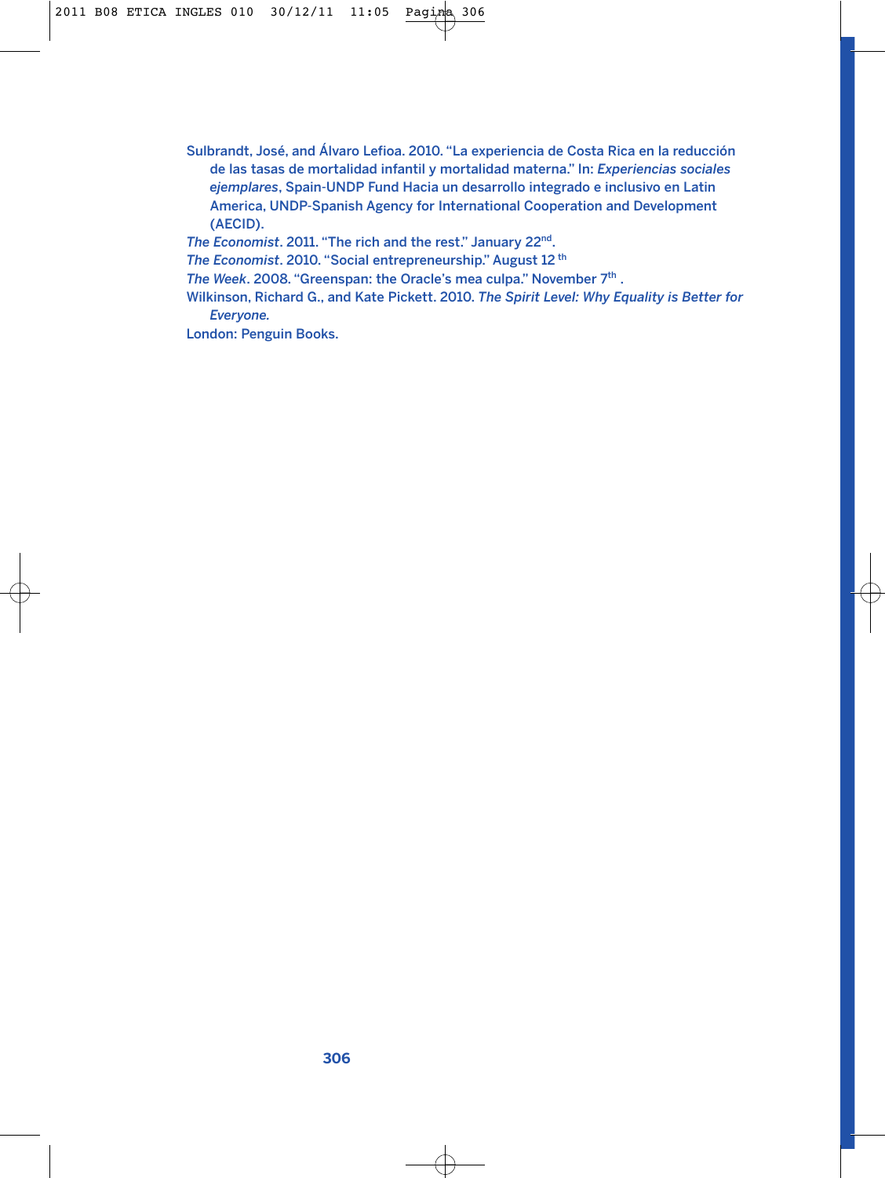Sulbrandt, José, and Álvaro Lefioa. 2010. “La experiencia de Costa Rica en la reducción de las tasas de mortalidad infantil y mortalidad materna.” In: *Experiencias sociales ejemplares*, Spain-UNDP Fund Hacia un desarrollo integrado e inclusivo en Latin America, UNDP-Spanish Agency for International Cooperation and Development (AECID).

*The Economist*. 2011. “The rich and the rest.” January 22nd.

*The Economist*. 2010. “Social entrepreneurship.” August 12 th

*The Week*. 2008. “Greenspan: the Oracle’s mea culpa.” November 7th .

Wilkinson, Richard G., and Kate Pickett. 2010. *The Spirit Level: Why Equality is Better for Everyone.*

London: Penguin Books.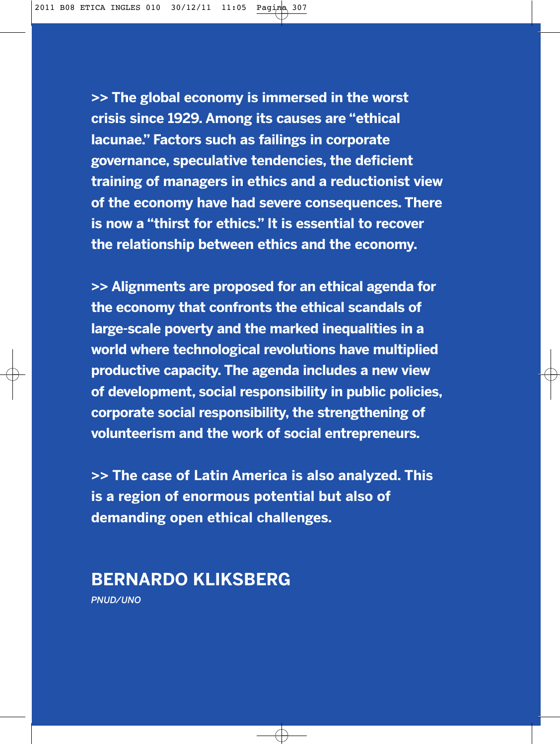**>> The global economy is immersed in the worst crisis since 1929. Among its causes are "ethical lacunae." Factors such as failings in corporate governance, speculative tendencies, the deficient training of managers in ethics and a reductionist view of the economy have had severe consequences. There is now a "thirst for ethics." It is essential to recover the relationship between ethics and the economy.**

**>> Alignments are proposed for an ethical agenda for the economy that confronts the ethical scandals of large-scale poverty and the marked inequalities in a world where technological revolutions have multiplied productive capacity. The agenda includes a new view of development, social responsibility in public policies, corporate social responsibility, the strengthening of volunteerism and the work of social entrepreneurs.**

**>> The case of Latin America is also analyzed. This is a region of enormous potential but also of demanding open ethical challenges.**

## BERNARDO KLIKSBERG

*PNUD/UNO*